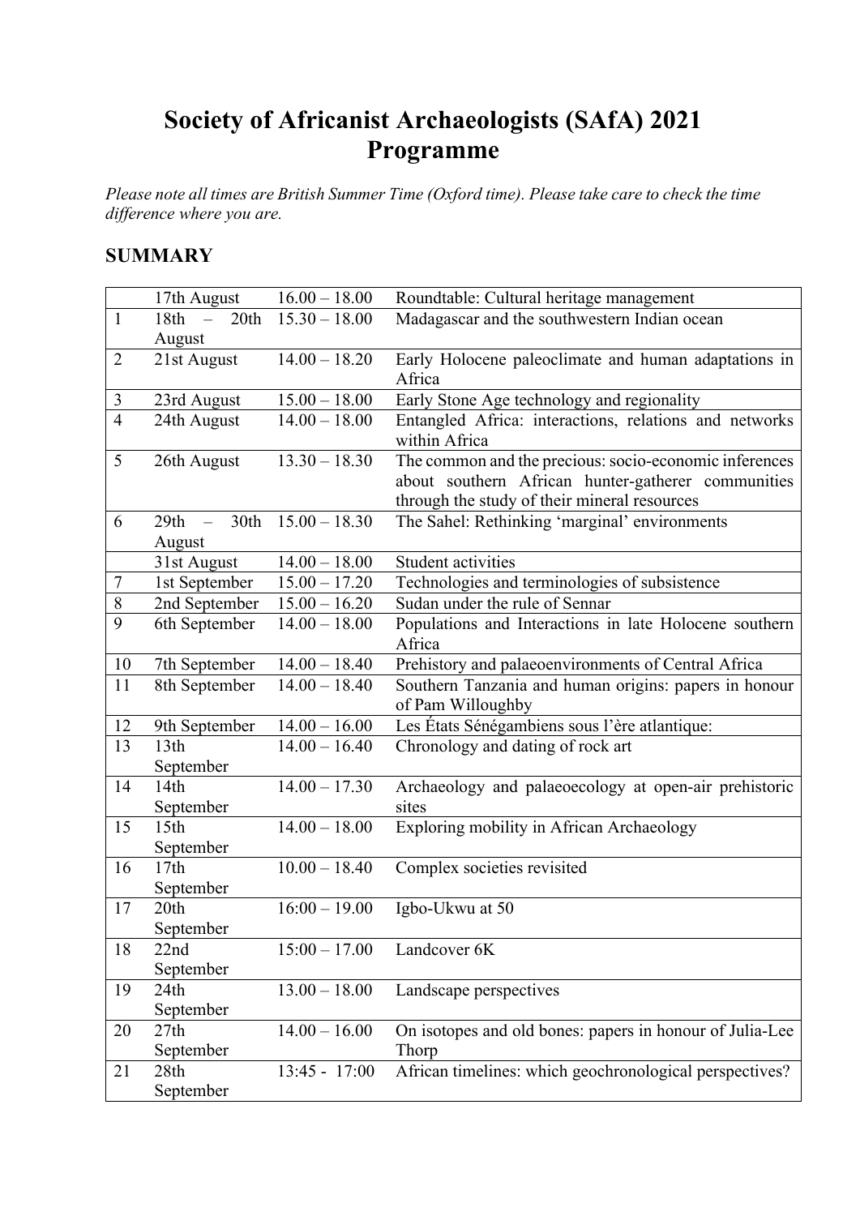# Society of Africanist Archaeologists (SAfA) 2021 Programme

*Please note all times are British Summer Time (Oxford time). Please take care to check the time difference where you are.*

## SUMMARY

| | | | |
|---|---|---|---|
| | 17th August | 16.00 – 18.00 | Roundtable: Cultural heritage management |
| 1 | 18th – 20th August | 15.30 – 18.00 | Madagascar and the southwestern Indian ocean |
| 2 | 21st August | 14.00 – 18.20 | Early Holocene paleoclimate and human adaptations in Africa |
| 3 | 23rd August | 15.00 – 18.00 | Early Stone Age technology and regionality |
| 4 | 24th August | 14.00 – 18.00 | Entangled Africa: interactions, relations and networks within Africa |
| 5 | 26th August | 13.30 – 18.30 | The common and the precious: socio-economic inferences about southern African hunter-gatherer communities through the study of their mineral resources |
| 6 | 29th – 30th August | 15.00 – 18.30 | The Sahel: Rethinking 'marginal' environments |
| | 31st August | 14.00 – 18.00 | Student activities |
| 7 | 1st September | 15.00 – 17.20 | Technologies and terminologies of subsistence |
| 8 | 2nd September | 15.00 – 16.20 | Sudan under the rule of Sennar |
| 9 | 6th September | 14.00 – 18.00 | Populations and Interactions in late Holocene southern Africa |
| 10 | 7th September | 14.00 – 18.40 | Prehistory and palaeoenvironments of Central Africa |
| 11 | 8th September | 14.00 – 18.40 | Southern Tanzania and human origins: papers in honour of Pam Willoughby |
| 12 | 9th September | 14.00 – 16.00 | Les États Sénégambiens sous l'ère atlantique: |
| 13 | 13th September | 14.00 – 16.40 | Chronology and dating of rock art |
| 14 | 14th September | 14.00 – 17.30 | Archaeology and palaeoecology at open-air prehistoric sites |
| 15 | 15th September | 14.00 – 18.00 | Exploring mobility in African Archaeology |
| 16 | 17th September | 10.00 – 18.40 | Complex societies revisited |
| 17 | 20th September | 16:00 – 19.00 | Igbo-Ukwu at 50 |
| 18 | 22nd September | 15:00 – 17.00 | Landcover 6K |
| 19 | 24th September | 13.00 – 18.00 | Landscape perspectives |
| 20 | 27th September | 14.00 – 16.00 | On isotopes and old bones: papers in honour of Julia-Lee Thorp |
| 21 | 28th September | 13:45 - 17:00 | African timelines: which geochronological perspectives? |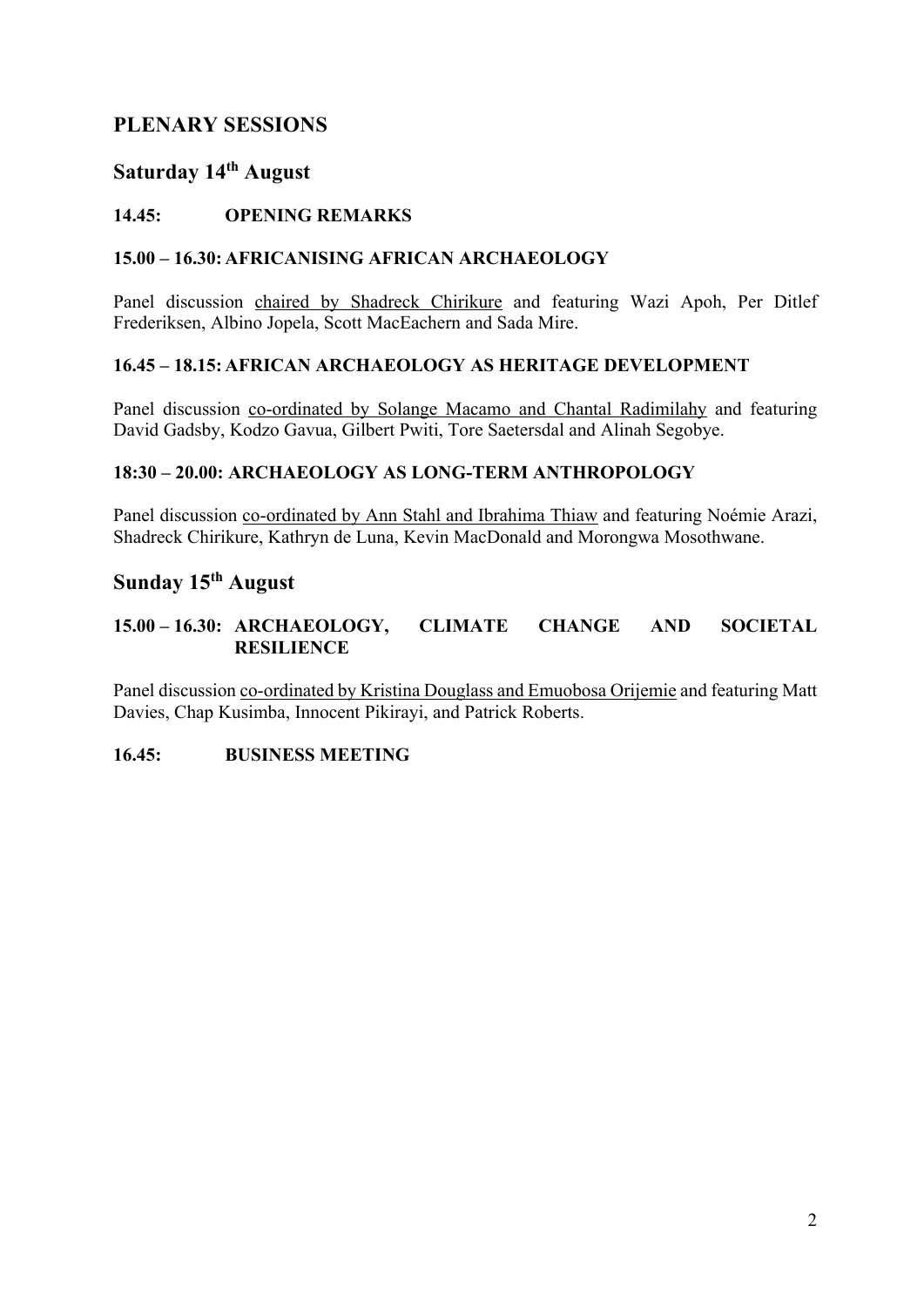# PLENARY SESSIONS

## Saturday 14th August

### 14.45: OPENING REMARKS

### 15.00 – 16.30: AFRICANISING AFRICAN ARCHAEOLOGY

Panel discussion chaired by Shadreck Chirikure and featuring Wazi Apoh, Per Ditlef Frederiksen, Albino Jopela, Scott MacEachern and Sada Mire.

### 16.45 – 18.15: AFRICAN ARCHAEOLOGY AS HERITAGE DEVELOPMENT

Panel discussion co-ordinated by Solange Macamo and Chantal Radimilahy and featuring David Gadsby, Kodzo Gavua, Gilbert Pwiti, Tore Saetersdal and Alinah Segobye.

### 18:30 – 20.00: ARCHAEOLOGY AS LONG-TERM ANTHROPOLOGY

Panel discussion co-ordinated by Ann Stahl and Ibrahima Thiaw and featuring Noémie Arazi, Shadreck Chirikure, Kathryn de Luna, Kevin MacDonald and Morongwa Mosothwane.

## Sunday 15th August

### 15.00 – 16.30: ARCHAEOLOGY, CLIMATE CHANGE AND SOCIETAL RESILIENCE

Panel discussion co-ordinated by Kristina Douglass and Emuobosa Orijemie and featuring Matt Davies, Chap Kusimba, Innocent Pikirayi, and Patrick Roberts.

### 16.45: BUSINESS MEETING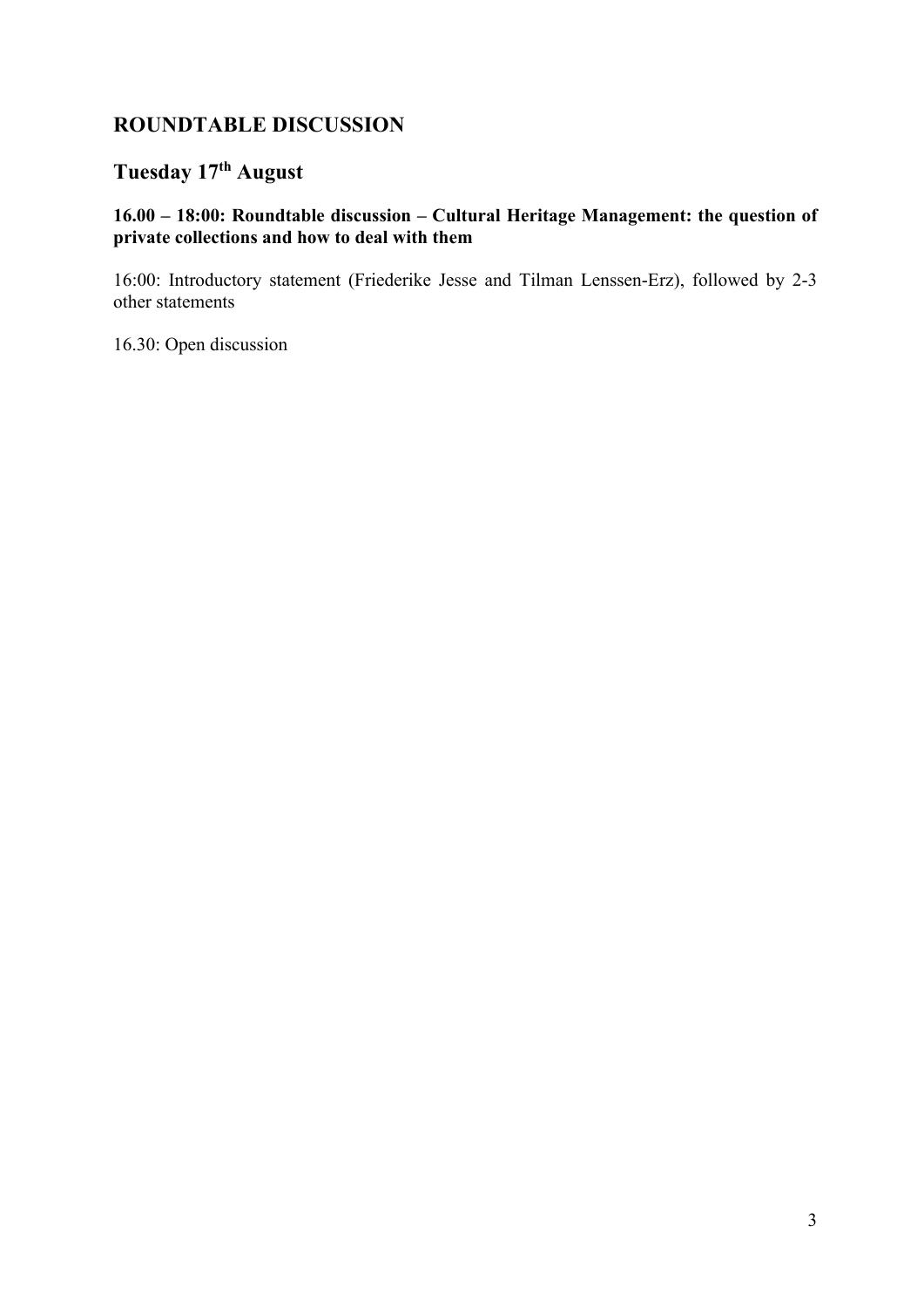# ROUNDTABLE DISCUSSION

## Tuesday 17th August

### 16.00 – 18:00: Roundtable discussion – Cultural Heritage Management: the question of private collections and how to deal with them

16:00: Introductory statement (Friederike Jesse and Tilman Lenssen-Erz), followed by 2-3 other statements

16.30: Open discussion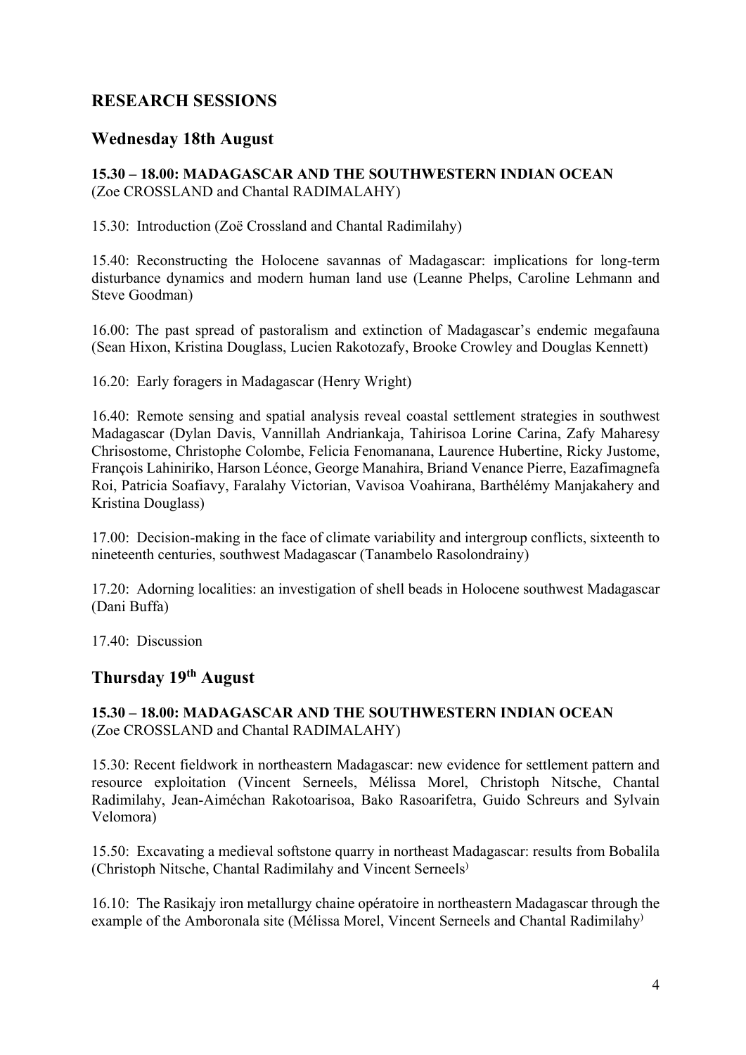## RESEARCH SESSIONS

## Wednesday 18th August

**15.30 – 18.00: MADAGASCAR AND THE SOUTHWESTERN INDIAN OCEAN**
(Zoe CROSSLAND and Chantal RADIMALAHY)

15.30: Introduction (Zoë Crossland and Chantal Radimilahy)

15.40: Reconstructing the Holocene savannas of Madagascar: implications for long-term disturbance dynamics and modern human land use (Leanne Phelps, Caroline Lehmann and Steve Goodman)

16.00: The past spread of pastoralism and extinction of Madagascar's endemic megafauna (Sean Hixon, Kristina Douglass, Lucien Rakotozafy, Brooke Crowley and Douglas Kennett)

16.20: Early foragers in Madagascar (Henry Wright)

16.40: Remote sensing and spatial analysis reveal coastal settlement strategies in southwest Madagascar (Dylan Davis, Vannillah Andriankaja, Tahirisoa Lorine Carina, Zafy Maharesy Chrisostome, Christophe Colombe, Felicia Fenomanana, Laurence Hubertine, Ricky Justome, François Lahiniriko, Harson Léonce, George Manahira, Briand Venance Pierre, Eazafimagnefa Roi, Patricia Soafiavy, Faralahy Victorian, Vavisoa Voahirana, Barthélémy Manjakahery and Kristina Douglass)

17.00: Decision-making in the face of climate variability and intergroup conflicts, sixteenth to nineteenth centuries, southwest Madagascar (Tanambelo Rasolondrainy)

17.20: Adorning localities: an investigation of shell beads in Holocene southwest Madagascar (Dani Buffa)

17.40: Discussion

## Thursday 19th August

**15.30 – 18.00: MADAGASCAR AND THE SOUTHWESTERN INDIAN OCEAN**
(Zoe CROSSLAND and Chantal RADIMALAHY)

15.30: Recent fieldwork in northeastern Madagascar: new evidence for settlement pattern and resource exploitation (Vincent Serneels, Mélissa Morel, Christoph Nitsche, Chantal Radimilahy, Jean-Aiméchan Rakotoarisoa, Bako Rasoarifetra, Guido Schreurs and Sylvain Velomora)

15.50: Excavating a medieval softstone quarry in northeast Madagascar: results from Bobalila (Christoph Nitsche, Chantal Radimilahy and Vincent Serneels)

16.10: The Rasikajy iron metallurgy chaine opératoire in northeastern Madagascar through the example of the Amboronala site (Mélissa Morel, Vincent Serneels and Chantal Radimilahy)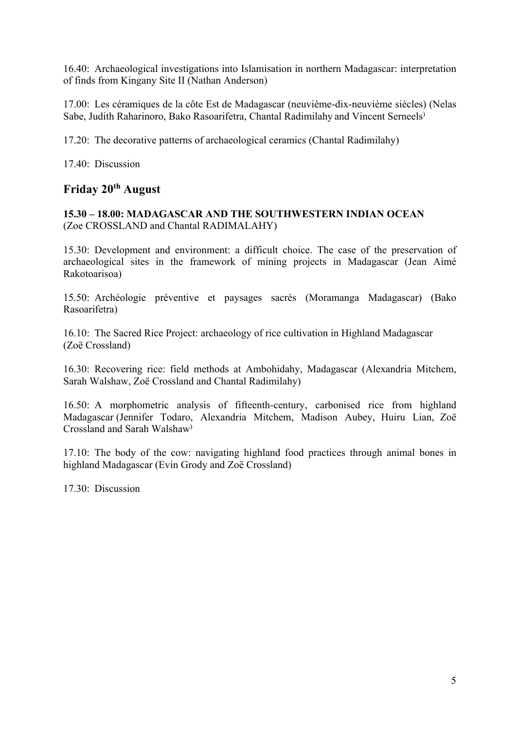16.40: Archaeological investigations into Islamisation in northern Madagascar: interpretation of finds from Kingany Site II (Nathan Anderson)

17.00: Les céramiques de la côte Est de Madagascar (neuvième-dix-neuvième siècles) (Nelas Sabe, Judith Raharinoro, Bako Rasoarifetra, Chantal Radimilahy and Vincent Serneels)

17.20: The decorative patterns of archaeological ceramics (Chantal Radimilahy)

17.40: Discussion

## Friday 20th August

**15.30 – 18.00: MADAGASCAR AND THE SOUTHWESTERN INDIAN OCEAN**
(Zoe CROSSLAND and Chantal RADIMALAHY)

15.30: Development and environment: a difficult choice. The case of the preservation of archaeological sites in the framework of mining projects in Madagascar (Jean Aimé Rakotoarisoa)

15.50: Archéologie préventive et paysages sacrés (Moramanga Madagascar) (Bako Rasoarifetra)

16.10: The Sacred Rice Project: archaeology of rice cultivation in Highland Madagascar (Zoë Crossland)

16.30: Recovering rice: field methods at Ambohidahy, Madagascar (Alexandria Mitchem, Sarah Walshaw, Zoë Crossland and Chantal Radimilahy)

16.50: A morphometric analysis of fifteenth-century, carbonised rice from highland Madagascar (Jennifer Todaro, Alexandria Mitchem, Madison Aubey, Huiru Lian, Zoë Crossland and Sarah Walshaw)

17.10: The body of the cow: navigating highland food practices through animal bones in highland Madagascar (Evin Grody and Zoë Crossland)

17.30: Discussion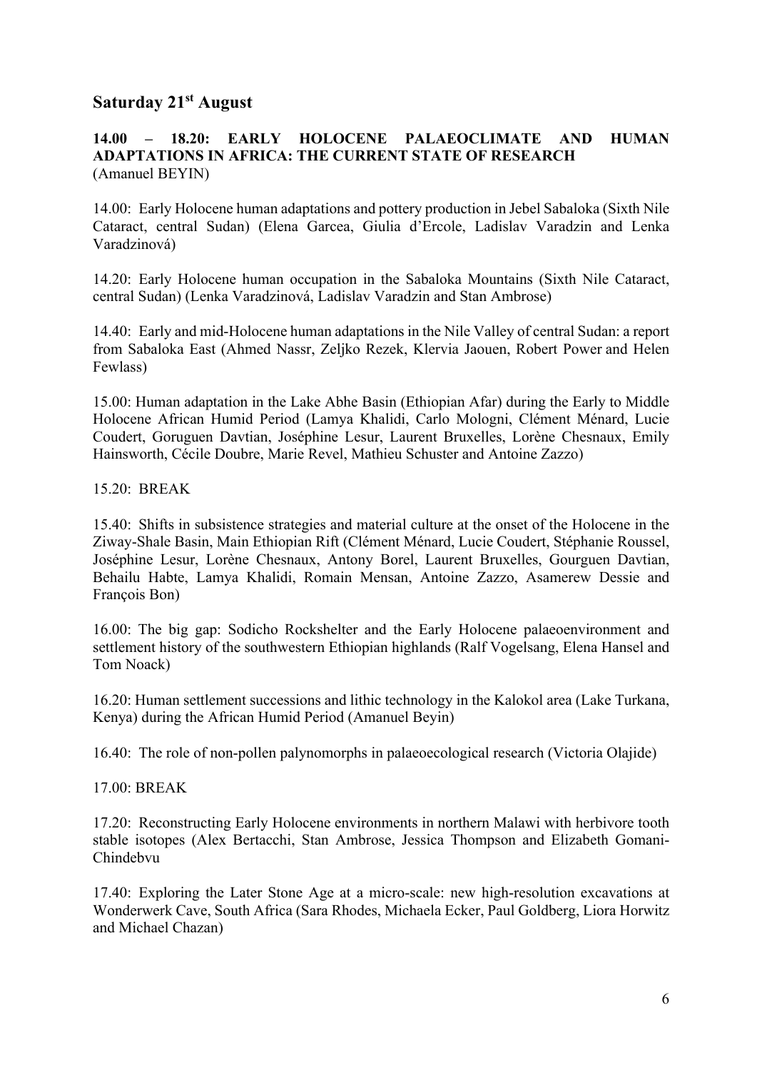## Saturday 21st August

**14.00 – 18.20: EARLY HOLOCENE PALAEOCLIMATE AND HUMAN ADAPTATIONS IN AFRICA: THE CURRENT STATE OF RESEARCH**
(Amanuel BEYIN)

14.00: Early Holocene human adaptations and pottery production in Jebel Sabaloka (Sixth Nile Cataract, central Sudan) (Elena Garcea, Giulia d'Ercole, Ladislav Varadzin and Lenka Varadzinová)

14.20: Early Holocene human occupation in the Sabaloka Mountains (Sixth Nile Cataract, central Sudan) (Lenka Varadzinová, Ladislav Varadzin and Stan Ambrose)

14.40: Early and mid-Holocene human adaptations in the Nile Valley of central Sudan: a report from Sabaloka East (Ahmed Nassr, Zeljko Rezek, Klervia Jaouen, Robert Power and Helen Fewlass)

15.00: Human adaptation in the Lake Abhe Basin (Ethiopian Afar) during the Early to Middle Holocene African Humid Period (Lamya Khalidi, Carlo Mologni, Clément Ménard, Lucie Coudert, Goruguen Davtian, Joséphine Lesur, Laurent Bruxelles, Lorène Chesnaux, Emily Hainsworth, Cécile Doubre, Marie Revel, Mathieu Schuster and Antoine Zazzo)

15.20: BREAK

15.40: Shifts in subsistence strategies and material culture at the onset of the Holocene in the Ziway-Shale Basin, Main Ethiopian Rift (Clément Ménard, Lucie Coudert, Stéphanie Roussel, Joséphine Lesur, Lorène Chesnaux, Antony Borel, Laurent Bruxelles, Gourguen Davtian, Behailu Habte, Lamya Khalidi, Romain Mensan, Antoine Zazzo, Asamerew Dessie and François Bon)

16.00: The big gap: Sodicho Rockshelter and the Early Holocene palaeoenvironment and settlement history of the southwestern Ethiopian highlands (Ralf Vogelsang, Elena Hansel and Tom Noack)

16.20: Human settlement successions and lithic technology in the Kalokol area (Lake Turkana, Kenya) during the African Humid Period (Amanuel Beyin)

16.40: The role of non-pollen palynomorphs in palaeoecological research (Victoria Olajide)

17.00: BREAK

17.20: Reconstructing Early Holocene environments in northern Malawi with herbivore tooth stable isotopes (Alex Bertacchi, Stan Ambrose, Jessica Thompson and Elizabeth Gomani-Chindebvu

17.40: Exploring the Later Stone Age at a micro-scale: new high-resolution excavations at Wonderwerk Cave, South Africa (Sara Rhodes, Michaela Ecker, Paul Goldberg, Liora Horwitz and Michael Chazan)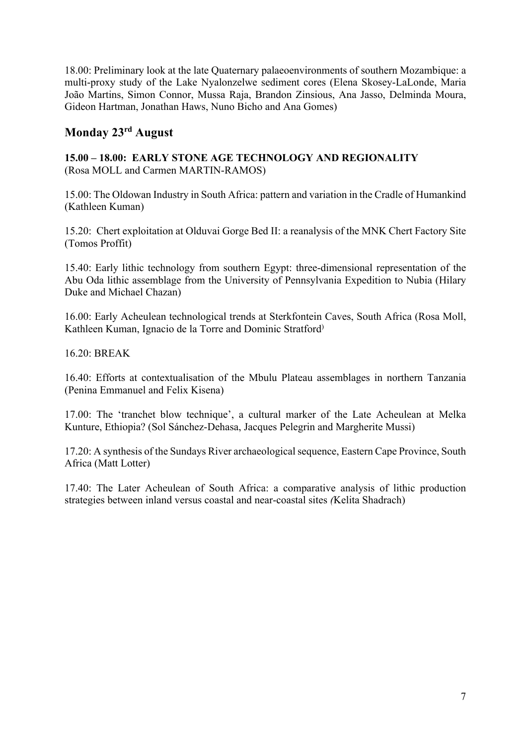18.00: Preliminary look at the late Quaternary palaeoenvironments of southern Mozambique: a multi-proxy study of the Lake Nyalonzelwe sediment cores (Elena Skosey-LaLonde, Maria João Martins, Simon Connor, Mussa Raja, Brandon Zinsious, Ana Jasso, Delminda Moura, Gideon Hartman, Jonathan Haws, Nuno Bicho and Ana Gomes)

## Monday 23rd August

**15.00 – 18.00: EARLY STONE AGE TECHNOLOGY AND REGIONALITY**
(Rosa MOLL and Carmen MARTIN-RAMOS)

15.00: The Oldowan Industry in South Africa: pattern and variation in the Cradle of Humankind (Kathleen Kuman)

15.20: Chert exploitation at Olduvai Gorge Bed II: a reanalysis of the MNK Chert Factory Site (Tomos Proffit)

15.40: Early lithic technology from southern Egypt: three-dimensional representation of the Abu Oda lithic assemblage from the University of Pennsylvania Expedition to Nubia (Hilary Duke and Michael Chazan)

16.00: Early Acheulean technological trends at Sterkfontein Caves, South Africa (Rosa Moll, Kathleen Kuman, Ignacio de la Torre and Dominic Stratford)

16.20: BREAK

16.40: Efforts at contextualisation of the Mbulu Plateau assemblages in northern Tanzania (Penina Emmanuel and Felix Kisena)

17.00: The 'tranchet blow technique', a cultural marker of the Late Acheulean at Melka Kunture, Ethiopia? (Sol Sánchez-Dehasa, Jacques Pelegrin and Margherite Mussi)

17.20: A synthesis of the Sundays River archaeological sequence, Eastern Cape Province, South Africa (Matt Lotter)

17.40: The Later Acheulean of South Africa: a comparative analysis of lithic production strategies between inland versus coastal and near-coastal sites (Kelita Shadrach)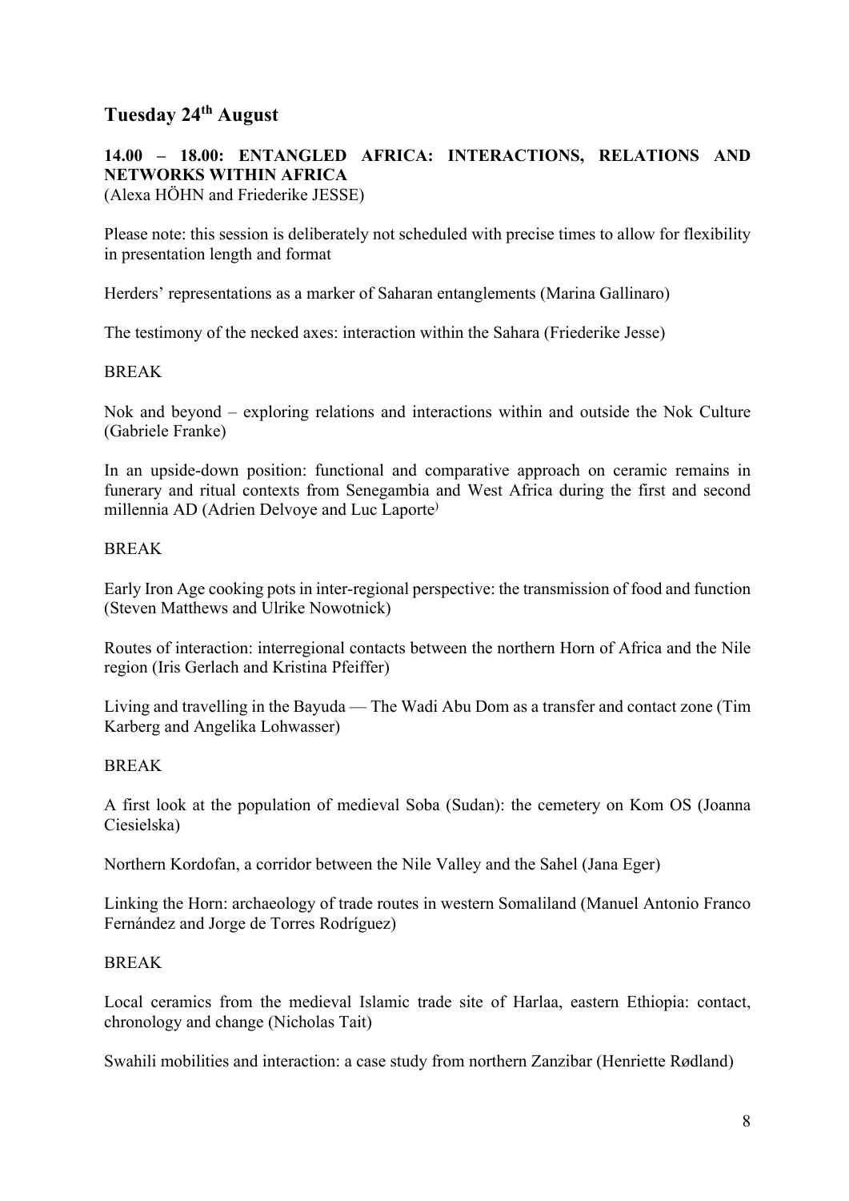## Tuesday 24th August

### 14.00 – 18.00: ENTANGLED AFRICA: INTERACTIONS, RELATIONS AND NETWORKS WITHIN AFRICA

(Alexa HÖHN and Friederike JESSE)

Please note: this session is deliberately not scheduled with precise times to allow for flexibility in presentation length and format

Herders' representations as a marker of Saharan entanglements (Marina Gallinaro)

The testimony of the necked axes: interaction within the Sahara (Friederike Jesse)

BREAK

Nok and beyond – exploring relations and interactions within and outside the Nok Culture (Gabriele Franke)

In an upside-down position: functional and comparative approach on ceramic remains in funerary and ritual contexts from Senegambia and West Africa during the first and second millennia AD (Adrien Delvoye and Luc Laporte)

BREAK

Early Iron Age cooking pots in inter-regional perspective: the transmission of food and function (Steven Matthews and Ulrike Nowotnick)

Routes of interaction: interregional contacts between the northern Horn of Africa and the Nile region (Iris Gerlach and Kristina Pfeiffer)

Living and travelling in the Bayuda — The Wadi Abu Dom as a transfer and contact zone (Tim Karberg and Angelika Lohwasser)

BREAK

A first look at the population of medieval Soba (Sudan): the cemetery on Kom OS (Joanna Ciesielska)

Northern Kordofan, a corridor between the Nile Valley and the Sahel (Jana Eger)

Linking the Horn: archaeology of trade routes in western Somaliland (Manuel Antonio Franco Fernández and Jorge de Torres Rodríguez)

BREAK

Local ceramics from the medieval Islamic trade site of Harlaa, eastern Ethiopia: contact, chronology and change (Nicholas Tait)

Swahili mobilities and interaction: a case study from northern Zanzibar (Henriette Rødland)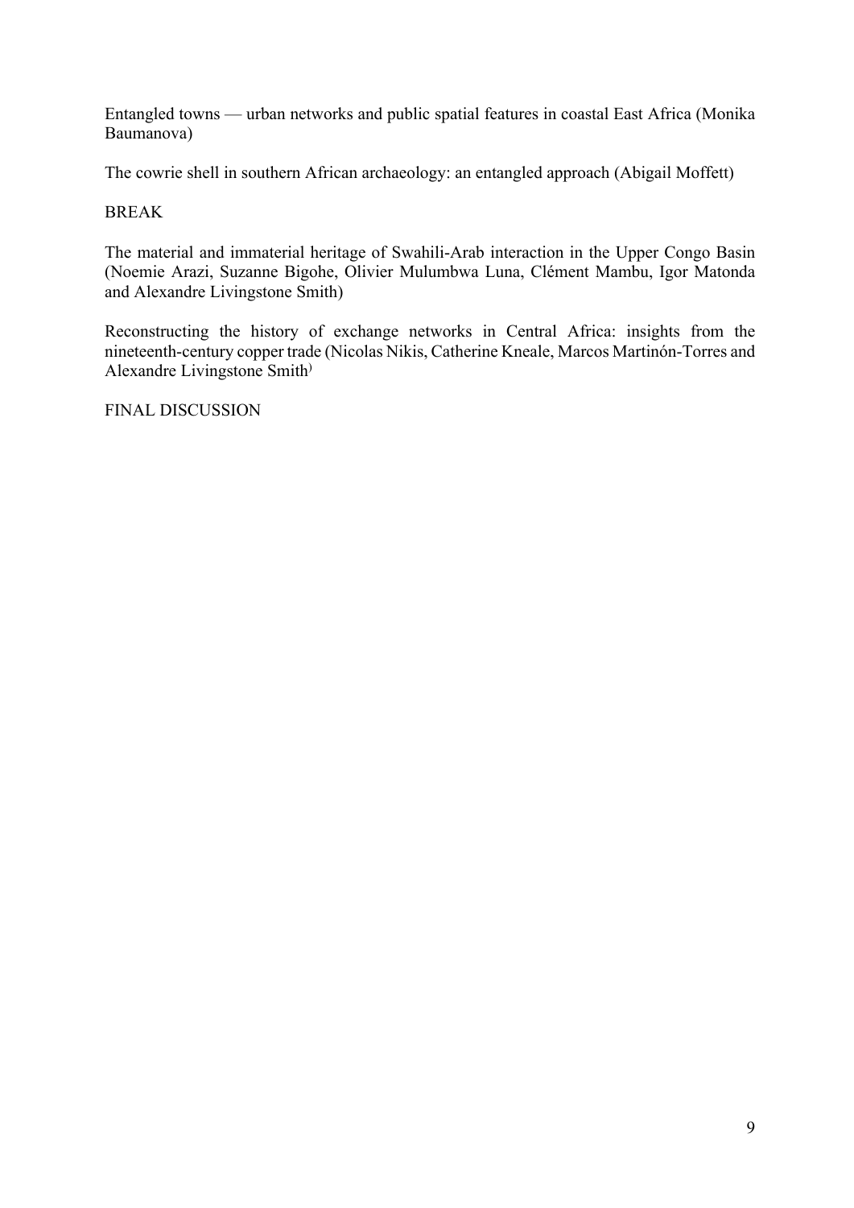Entangled towns — urban networks and public spatial features in coastal East Africa (Monika Baumanova)

The cowrie shell in southern African archaeology: an entangled approach (Abigail Moffett)

BREAK

The material and immaterial heritage of Swahili-Arab interaction in the Upper Congo Basin (Noemie Arazi, Suzanne Bigohe, Olivier Mulumbwa Luna, Clément Mambu, Igor Matonda and Alexandre Livingstone Smith)

Reconstructing the history of exchange networks in Central Africa: insights from the nineteenth-century copper trade (Nicolas Nikis, Catherine Kneale, Marcos Martinón-Torres and Alexandre Livingstone Smith)

FINAL DISCUSSION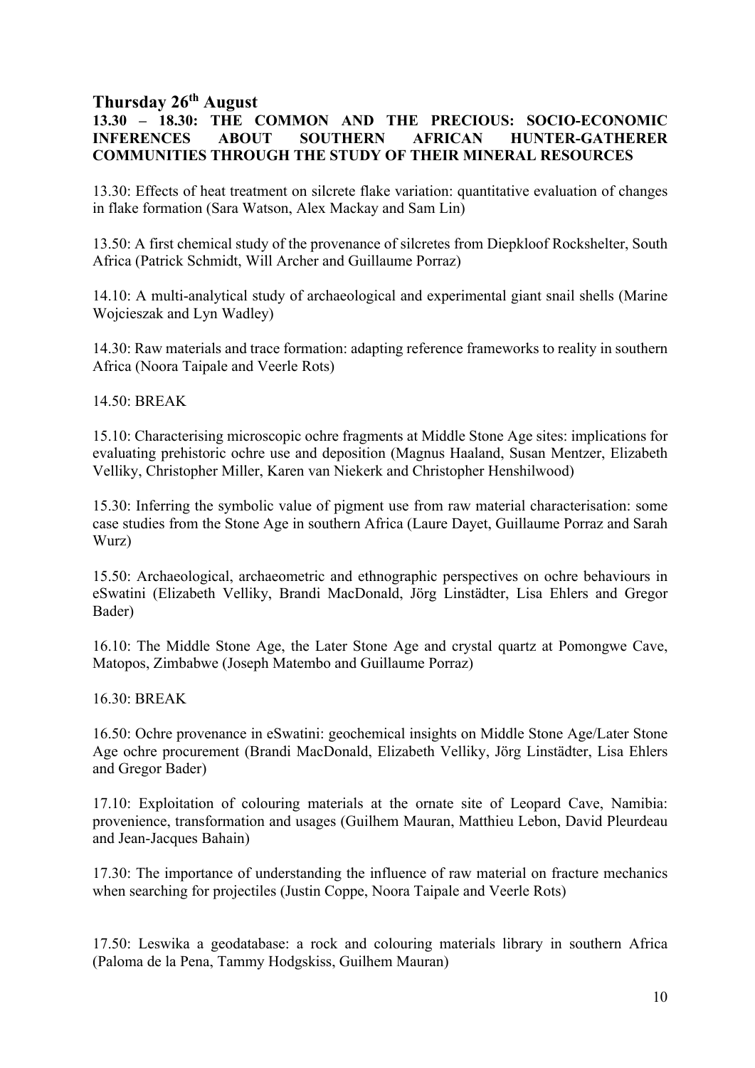## Thursday 26th August

### 13.30 – 18.30: THE COMMON AND THE PRECIOUS: SOCIO-ECONOMIC INFERENCES ABOUT SOUTHERN AFRICAN HUNTER-GATHERER COMMUNITIES THROUGH THE STUDY OF THEIR MINERAL RESOURCES

13.30: Effects of heat treatment on silcrete flake variation: quantitative evaluation of changes in flake formation (Sara Watson, Alex Mackay and Sam Lin)

13.50: A first chemical study of the provenance of silcretes from Diepkloof Rockshelter, South Africa (Patrick Schmidt, Will Archer and Guillaume Porraz)

14.10: A multi-analytical study of archaeological and experimental giant snail shells (Marine Wojcieszak and Lyn Wadley)

14.30: Raw materials and trace formation: adapting reference frameworks to reality in southern Africa (Noora Taipale and Veerle Rots)

14.50: BREAK

15.10: Characterising microscopic ochre fragments at Middle Stone Age sites: implications for evaluating prehistoric ochre use and deposition (Magnus Haaland, Susan Mentzer, Elizabeth Velliky, Christopher Miller, Karen van Niekerk and Christopher Henshilwood)

15.30: Inferring the symbolic value of pigment use from raw material characterisation: some case studies from the Stone Age in southern Africa (Laure Dayet, Guillaume Porraz and Sarah Wurz)

15.50: Archaeological, archaeometric and ethnographic perspectives on ochre behaviours in eSwatini (Elizabeth Velliky, Brandi MacDonald, Jörg Linstädter, Lisa Ehlers and Gregor Bader)

16.10: The Middle Stone Age, the Later Stone Age and crystal quartz at Pomongwe Cave, Matopos, Zimbabwe (Joseph Matembo and Guillaume Porraz)

16.30: BREAK

16.50: Ochre provenance in eSwatini: geochemical insights on Middle Stone Age/Later Stone Age ochre procurement (Brandi MacDonald, Elizabeth Velliky, Jörg Linstädter, Lisa Ehlers and Gregor Bader)

17.10: Exploitation of colouring materials at the ornate site of Leopard Cave, Namibia: provenience, transformation and usages (Guilhem Mauran, Matthieu Lebon, David Pleurdeau and Jean-Jacques Bahain)

17.30: The importance of understanding the influence of raw material on fracture mechanics when searching for projectiles (Justin Coppe, Noora Taipale and Veerle Rots)

17.50: Leswika a geodatabase: a rock and colouring materials library in southern Africa (Paloma de la Pena, Tammy Hodgskiss, Guilhem Mauran)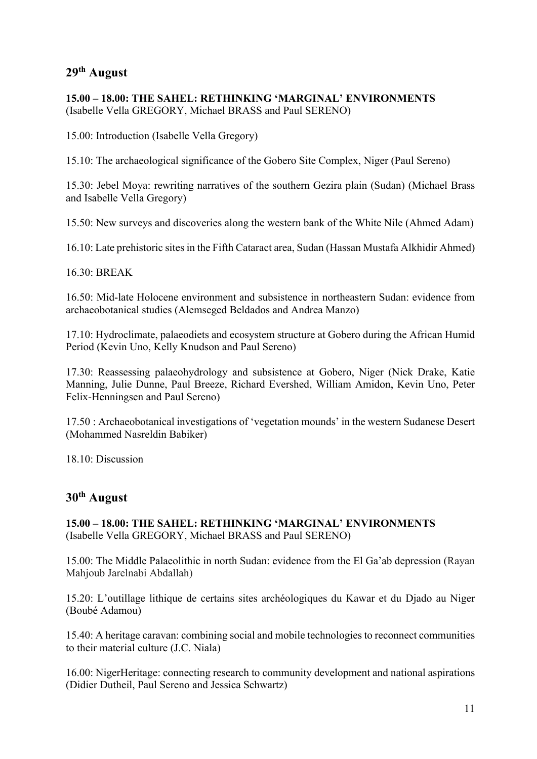## 29th August

**15.00 – 18.00: THE SAHEL: RETHINKING 'MARGINAL' ENVIRONMENTS**
(Isabelle Vella GREGORY, Michael BRASS and Paul SERENO)

15.00: Introduction (Isabelle Vella Gregory)

15.10: The archaeological significance of the Gobero Site Complex, Niger (Paul Sereno)

15.30: Jebel Moya: rewriting narratives of the southern Gezira plain (Sudan) (Michael Brass and Isabelle Vella Gregory)

15.50: New surveys and discoveries along the western bank of the White Nile (Ahmed Adam)

16.10: Late prehistoric sites in the Fifth Cataract area, Sudan (Hassan Mustafa Alkhidir Ahmed)

16.30: BREAK

16.50: Mid-late Holocene environment and subsistence in northeastern Sudan: evidence from archaeobotanical studies (Alemseged Beldados and Andrea Manzo)

17.10: Hydroclimate, palaeodiets and ecosystem structure at Gobero during the African Humid Period (Kevin Uno, Kelly Knudson and Paul Sereno)

17.30: Reassessing palaeohydrology and subsistence at Gobero, Niger (Nick Drake, Katie Manning, Julie Dunne, Paul Breeze, Richard Evershed, William Amidon, Kevin Uno, Peter Felix-Henningsen and Paul Sereno)

17.50 : Archaeobotanical investigations of 'vegetation mounds' in the western Sudanese Desert (Mohammed Nasreldin Babiker)

18.10: Discussion

## 30th August

**15.00 – 18.00: THE SAHEL: RETHINKING 'MARGINAL' ENVIRONMENTS**
(Isabelle Vella GREGORY, Michael BRASS and Paul SERENO)

15.00: The Middle Palaeolithic in north Sudan: evidence from the El Ga'ab depression (Rayan Mahjoub Jarelnabi Abdallah)

15.20: L'outillage lithique de certains sites archéologiques du Kawar et du Djado au Niger (Boubé Adamou)

15.40: A heritage caravan: combining social and mobile technologies to reconnect communities to their material culture (J.C. Niala)

16.00: NigerHeritage: connecting research to community development and national aspirations (Didier Dutheil, Paul Sereno and Jessica Schwartz)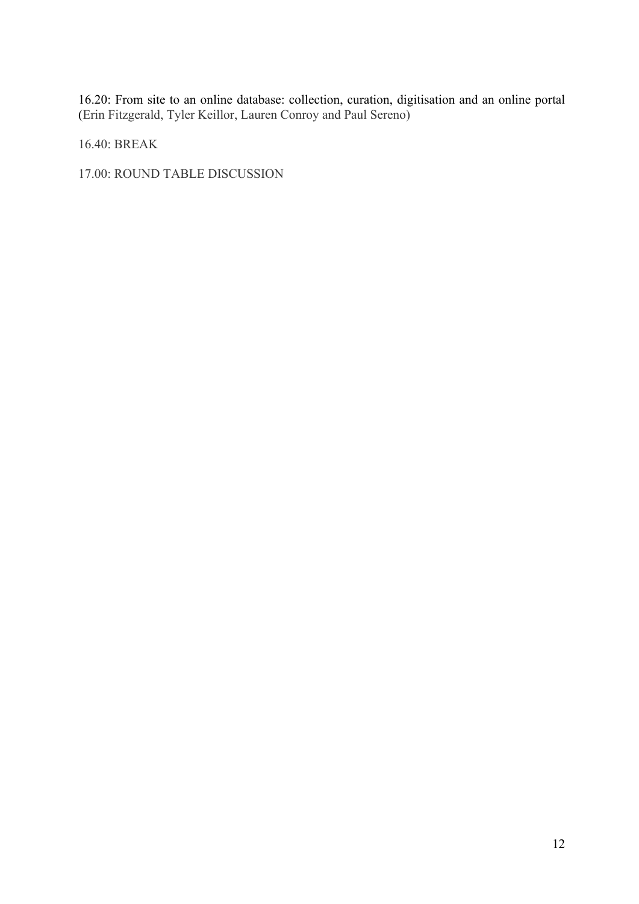16.20: From site to an online database: collection, curation, digitisation and an online portal (Erin Fitzgerald, Tyler Keillor, Lauren Conroy and Paul Sereno)

16.40: BREAK

17.00: ROUND TABLE DISCUSSION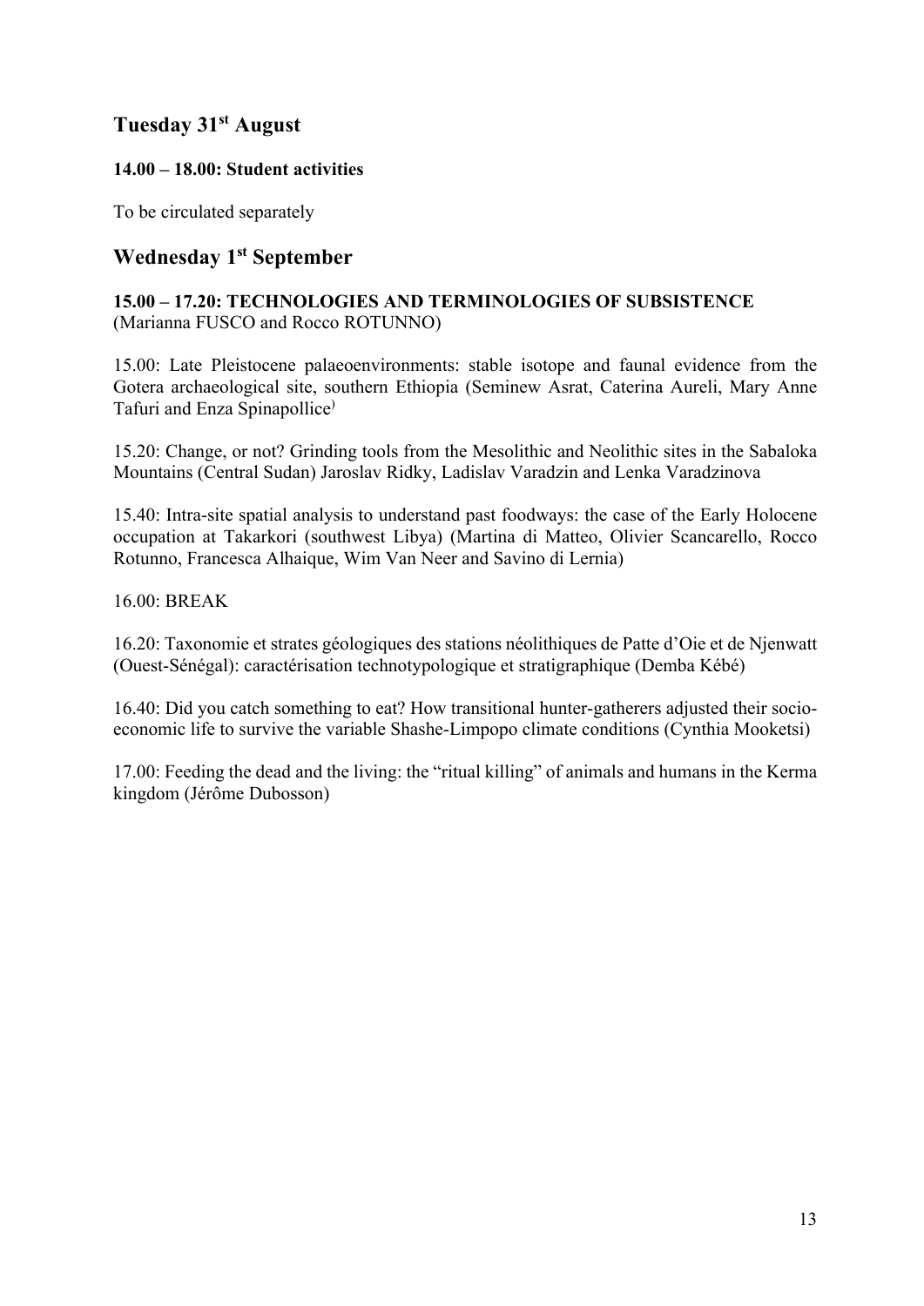## Tuesday 31st August

**14.00 – 18.00: Student activities**

To be circulated separately

## Wednesday 1st September

**15.00 – 17.20: TECHNOLOGIES AND TERMINOLOGIES OF SUBSISTENCE**
(Marianna FUSCO and Rocco ROTUNNO)

15.00: Late Pleistocene palaeoenvironments: stable isotope and faunal evidence from the Gotera archaeological site, southern Ethiopia (Seminew Asrat, Caterina Aureli, Mary Anne Tafuri and Enza Spinapollice)

15.20: Change, or not? Grinding tools from the Mesolithic and Neolithic sites in the Sabaloka Mountains (Central Sudan) Jaroslav Ridky, Ladislav Varadzin and Lenka Varadzinova

15.40: Intra-site spatial analysis to understand past foodways: the case of the Early Holocene occupation at Takarkori (southwest Libya) (Martina di Matteo, Olivier Scancarello, Rocco Rotunno, Francesca Alhaique, Wim Van Neer and Savino di Lernia)

16.00: BREAK

16.20: Taxonomie et strates géologiques des stations néolithiques de Patte d'Oie et de Njenwatt (Ouest-Sénégal): caractérisation technotypologique et stratigraphique (Demba Kébé)

16.40: Did you catch something to eat? How transitional hunter-gatherers adjusted their socio-economic life to survive the variable Shashe-Limpopo climate conditions (Cynthia Mooketsi)

17.00: Feeding the dead and the living: the "ritual killing" of animals and humans in the Kerma kingdom (Jérôme Dubosson)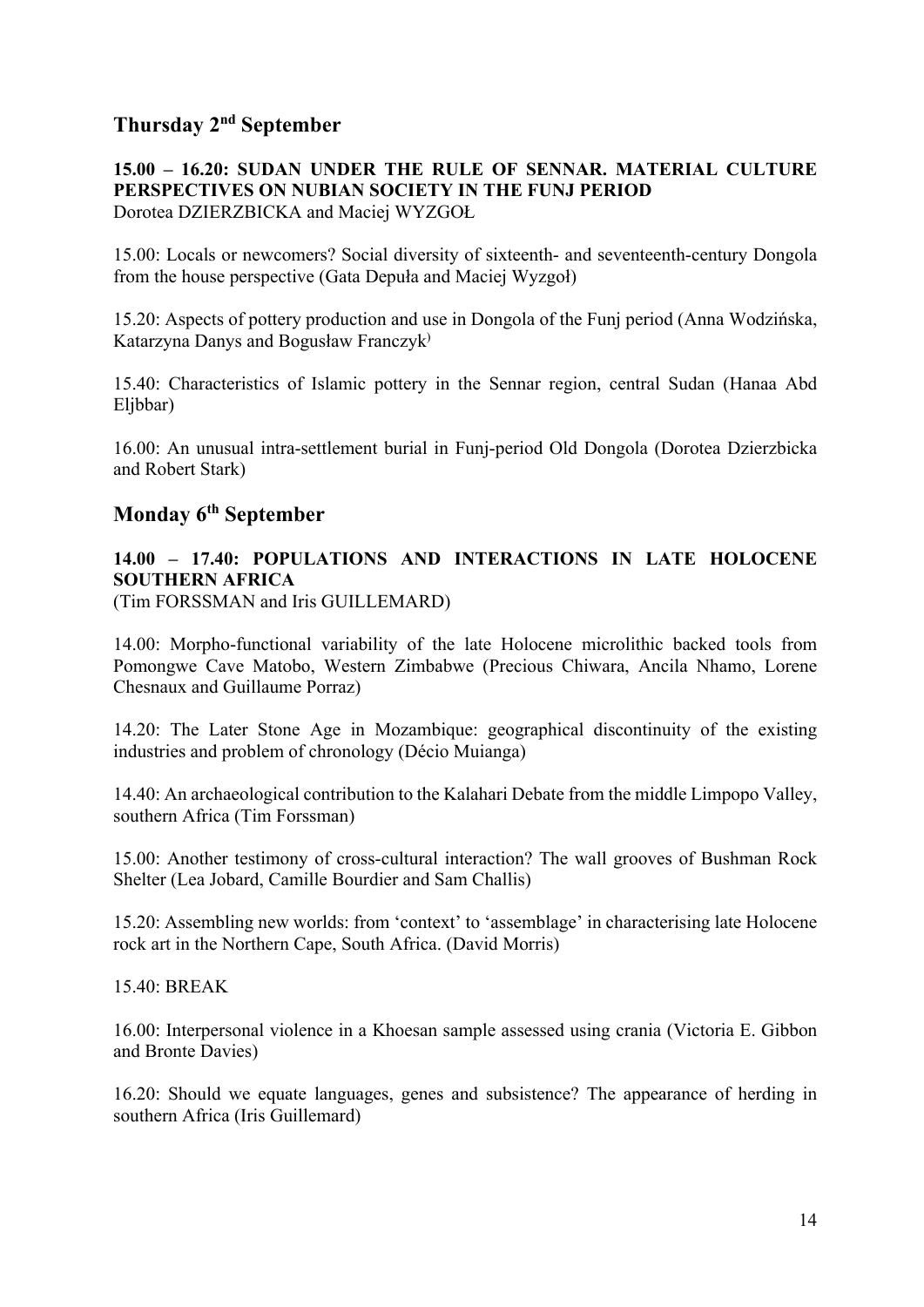## Thursday 2nd September

**15.00 – 16.20: SUDAN UNDER THE RULE OF SENNAR. MATERIAL CULTURE PERSPECTIVES ON NUBIAN SOCIETY IN THE FUNJ PERIOD**
Dorotea DZIERZBICKA and Maciej WYZGOŁ

15.00: Locals or newcomers? Social diversity of sixteenth- and seventeenth-century Dongola from the house perspective (Gata Depuła and Maciej Wyzgoł)

15.20: Aspects of pottery production and use in Dongola of the Funj period (Anna Wodzińska, Katarzyna Danys and Bogusław Franczyk)

15.40: Characteristics of Islamic pottery in the Sennar region, central Sudan (Hanaa Abd Eljbbar)

16.00: An unusual intra-settlement burial in Funj-period Old Dongola (Dorotea Dzierzbicka and Robert Stark)

## Monday 6th September

**14.00 – 17.40: POPULATIONS AND INTERACTIONS IN LATE HOLOCENE SOUTHERN AFRICA**
(Tim FORSSMAN and Iris GUILLEMARD)

14.00: Morpho-functional variability of the late Holocene microlithic backed tools from Pomongwe Cave Matobo, Western Zimbabwe (Precious Chiwara, Ancila Nhamo, Lorene Chesnaux and Guillaume Porraz)

14.20: The Later Stone Age in Mozambique: geographical discontinuity of the existing industries and problem of chronology (Décio Muianga)

14.40: An archaeological contribution to the Kalahari Debate from the middle Limpopo Valley, southern Africa (Tim Forssman)

15.00: Another testimony of cross-cultural interaction? The wall grooves of Bushman Rock Shelter (Lea Jobard, Camille Bourdier and Sam Challis)

15.20: Assembling new worlds: from 'context' to 'assemblage' in characterising late Holocene rock art in the Northern Cape, South Africa. (David Morris)

15.40: BREAK

16.00: Interpersonal violence in a Khoesan sample assessed using crania (Victoria E. Gibbon and Bronte Davies)

16.20: Should we equate languages, genes and subsistence? The appearance of herding in southern Africa (Iris Guillemard)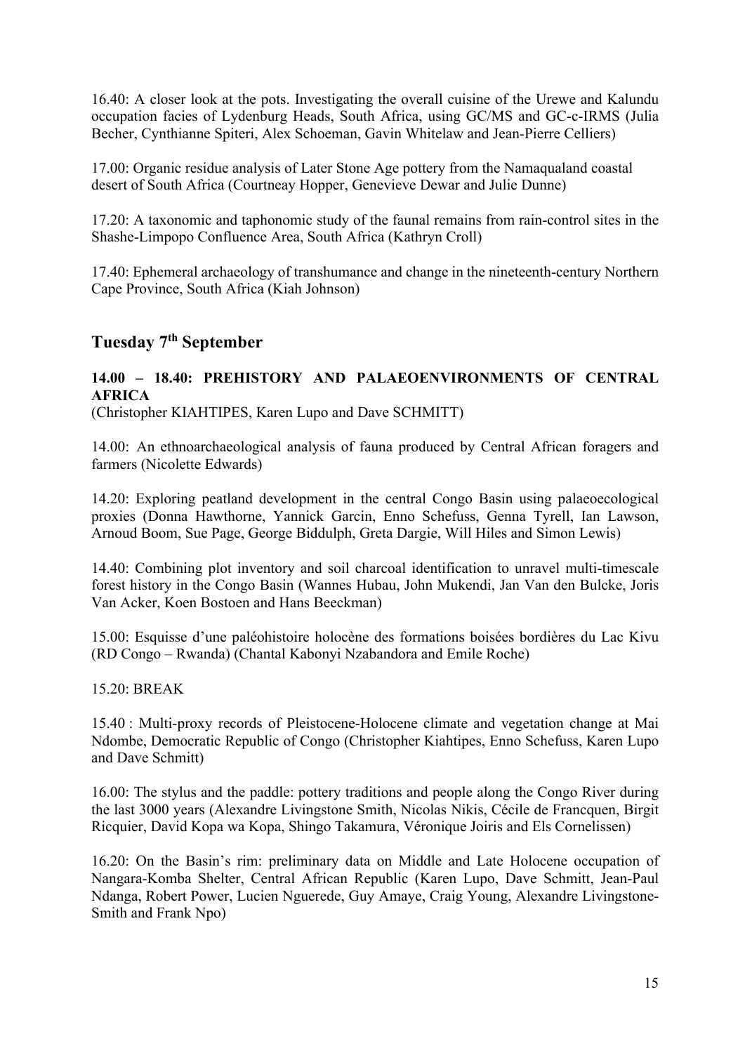16.40: A closer look at the pots. Investigating the overall cuisine of the Urewe and Kalundu occupation facies of Lydenburg Heads, South Africa, using GC/MS and GC-c-IRMS (Julia Becher, Cynthianne Spiteri, Alex Schoeman, Gavin Whitelaw and Jean-Pierre Celliers)

17.00: Organic residue analysis of Later Stone Age pottery from the Namaqualand coastal desert of South Africa (Courtneay Hopper, Genevieve Dewar and Julie Dunne)

17.20: A taxonomic and taphonomic study of the faunal remains from rain-control sites in the Shashe-Limpopo Confluence Area, South Africa (Kathryn Croll)

17.40: Ephemeral archaeology of transhumance and change in the nineteenth-century Northern Cape Province, South Africa (Kiah Johnson)

## Tuesday 7th September

**14.00 – 18.40: PREHISTORY AND PALAEOENVIRONMENTS OF CENTRAL AFRICA**
(Christopher KIAHTIPES, Karen Lupo and Dave SCHMITT)

14.00: An ethnoarchaeological analysis of fauna produced by Central African foragers and farmers (Nicolette Edwards)

14.20: Exploring peatland development in the central Congo Basin using palaeoecological proxies (Donna Hawthorne, Yannick Garcin, Enno Schefuss, Genna Tyrell, Ian Lawson, Arnoud Boom, Sue Page, George Biddulph, Greta Dargie, Will Hiles and Simon Lewis)

14.40: Combining plot inventory and soil charcoal identification to unravel multi-timescale forest history in the Congo Basin (Wannes Hubau, John Mukendi, Jan Van den Bulcke, Joris Van Acker, Koen Bostoen and Hans Beeckman)

15.00: Esquisse d'une paléohistoire holocène des formations boisées bordières du Lac Kivu (RD Congo – Rwanda) (Chantal Kabonyi Nzabandora and Emile Roche)

15.20: BREAK

15.40 : Multi-proxy records of Pleistocene-Holocene climate and vegetation change at Mai Ndombe, Democratic Republic of Congo (Christopher Kiahtipes, Enno Schefuss, Karen Lupo and Dave Schmitt)

16.00: The stylus and the paddle: pottery traditions and people along the Congo River during the last 3000 years (Alexandre Livingstone Smith, Nicolas Nikis, Cécile de Francquen, Birgit Ricquier, David Kopa wa Kopa, Shingo Takamura, Véronique Joiris and Els Cornelissen)

16.20: On the Basin's rim: preliminary data on Middle and Late Holocene occupation of Nangara-Komba Shelter, Central African Republic (Karen Lupo, Dave Schmitt, Jean-Paul Ndanga, Robert Power, Lucien Nguerede, Guy Amaye, Craig Young, Alexandre Livingstone-Smith and Frank Npo)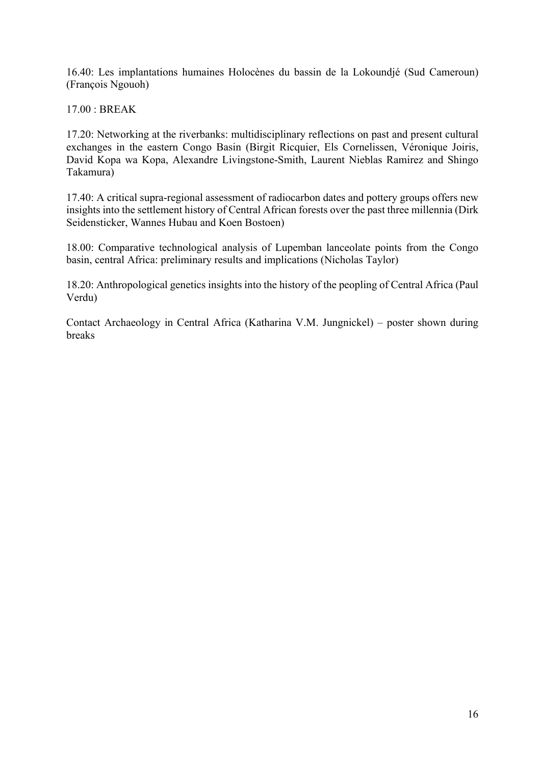16.40: Les implantations humaines Holocènes du bassin de la Lokoundjé (Sud Cameroun) (François Ngouoh)

17.00 : BREAK

17.20: Networking at the riverbanks: multidisciplinary reflections on past and present cultural exchanges in the eastern Congo Basin (Birgit Ricquier, Els Cornelissen, Véronique Joiris, David Kopa wa Kopa, Alexandre Livingstone-Smith, Laurent Nieblas Ramirez and Shingo Takamura)

17.40: A critical supra-regional assessment of radiocarbon dates and pottery groups offers new insights into the settlement history of Central African forests over the past three millennia (Dirk Seidensticker, Wannes Hubau and Koen Bostoen)

18.00: Comparative technological analysis of Lupemban lanceolate points from the Congo basin, central Africa: preliminary results and implications (Nicholas Taylor)

18.20: Anthropological genetics insights into the history of the peopling of Central Africa (Paul Verdu)

Contact Archaeology in Central Africa (Katharina V.M. Jungnickel) – poster shown during breaks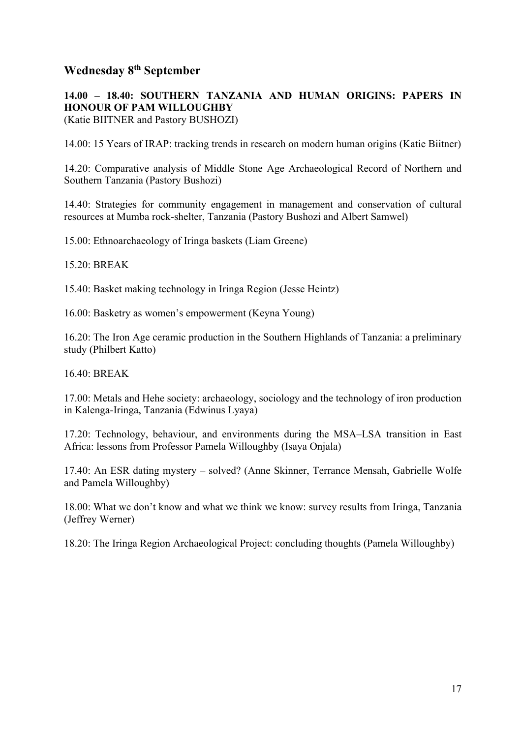## Wednesday 8th September

**14.00 – 18.40: SOUTHERN TANZANIA AND HUMAN ORIGINS: PAPERS IN HONOUR OF PAM WILLOUGHBY**
(Katie BIITNER and Pastory BUSHOZI)

14.00: 15 Years of IRAP: tracking trends in research on modern human origins (Katie Biitner)

14.20: Comparative analysis of Middle Stone Age Archaeological Record of Northern and Southern Tanzania (Pastory Bushozi)

14.40: Strategies for community engagement in management and conservation of cultural resources at Mumba rock-shelter, Tanzania (Pastory Bushozi and Albert Samwel)

15.00: Ethnoarchaeology of Iringa baskets (Liam Greene)

15.20: BREAK

15.40: Basket making technology in Iringa Region (Jesse Heintz)

16.00: Basketry as women's empowerment (Keyna Young)

16.20: The Iron Age ceramic production in the Southern Highlands of Tanzania: a preliminary study (Philbert Katto)

16.40: BREAK

17.00: Metals and Hehe society: archaeology, sociology and the technology of iron production in Kalenga-Iringa, Tanzania (Edwinus Lyaya)

17.20: Technology, behaviour, and environments during the MSA–LSA transition in East Africa: lessons from Professor Pamela Willoughby (Isaya Onjala)

17.40: An ESR dating mystery – solved? (Anne Skinner, Terrance Mensah, Gabrielle Wolfe and Pamela Willoughby)

18.00: What we don't know and what we think we know: survey results from Iringa, Tanzania (Jeffrey Werner)

18.20: The Iringa Region Archaeological Project: concluding thoughts (Pamela Willoughby)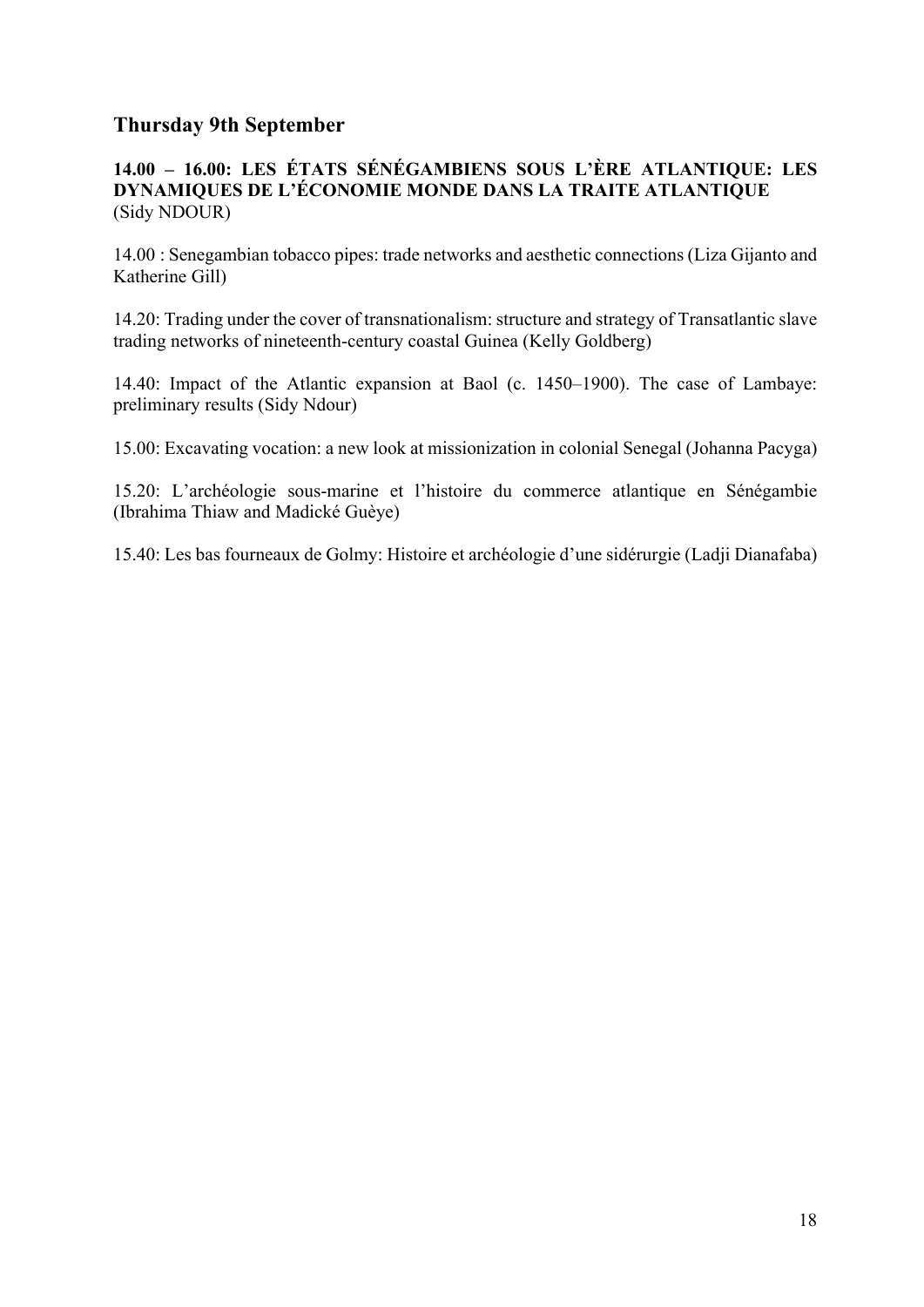## Thursday 9th September

**14.00 – 16.00: LES ÉTATS SÉNÉGAMBIENS SOUS L’ÈRE ATLANTIQUE: LES DYNAMIQUES DE L’ÉCONOMIE MONDE DANS LA TRAITE ATLANTIQUE**
(Sidy NDOUR)

14.00 : Senegambian tobacco pipes: trade networks and aesthetic connections (Liza Gijanto and Katherine Gill)

14.20: Trading under the cover of transnationalism: structure and strategy of Transatlantic slave trading networks of nineteenth-century coastal Guinea (Kelly Goldberg)

14.40: Impact of the Atlantic expansion at Baol (c. 1450–1900). The case of Lambaye: preliminary results (Sidy Ndour)

15.00: Excavating vocation: a new look at missionization in colonial Senegal (Johanna Pacyga)

15.20: L’archéologie sous-marine et l’histoire du commerce atlantique en Sénégambie (Ibrahima Thiaw and Madické Guèye)

15.40: Les bas fourneaux de Golmy: Histoire et archéologie d’une sidérurgie (Ladji Dianafaba)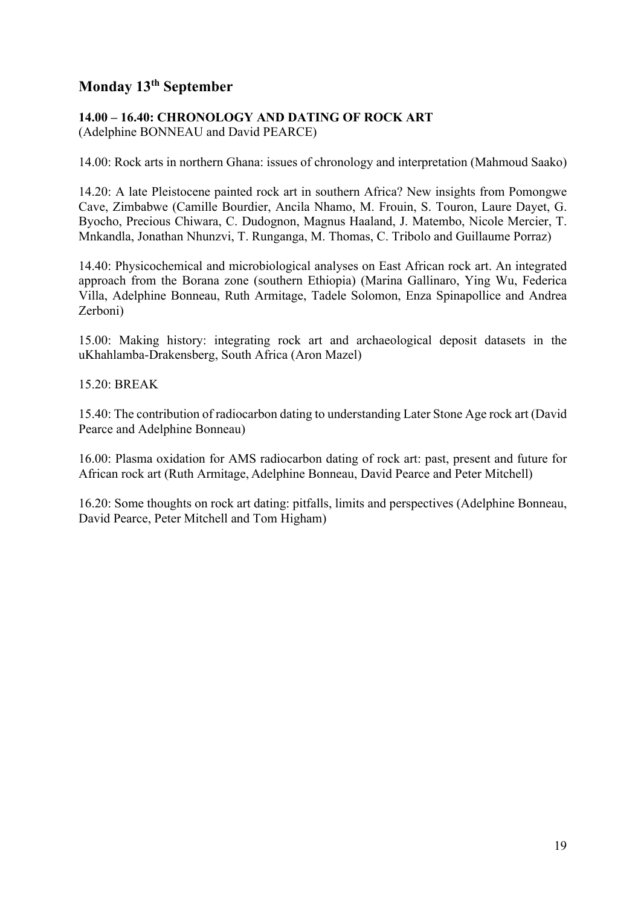## Monday 13th September

**14.00 – 16.40: CHRONOLOGY AND DATING OF ROCK ART**
(Adelphine BONNEAU and David PEARCE)

14.00: Rock arts in northern Ghana: issues of chronology and interpretation (Mahmoud Saako)

14.20: A late Pleistocene painted rock art in southern Africa? New insights from Pomongwe Cave, Zimbabwe (Camille Bourdier, Ancila Nhamo, M. Frouin, S. Touron, Laure Dayet, G. Byocho, Precious Chiwara, C. Dudognon, Magnus Haaland, J. Matembo, Nicole Mercier, T. Mnkandla, Jonathan Nhunzvi, T. Runganga, M. Thomas, C. Tribolo and Guillaume Porraz)

14.40: Physicochemical and microbiological analyses on East African rock art. An integrated approach from the Borana zone (southern Ethiopia) (Marina Gallinaro, Ying Wu, Federica Villa, Adelphine Bonneau, Ruth Armitage, Tadele Solomon, Enza Spinapollice and Andrea Zerboni)

15.00: Making history: integrating rock art and archaeological deposit datasets in the uKhahlamba-Drakensberg, South Africa (Aron Mazel)

15.20: BREAK

15.40: The contribution of radiocarbon dating to understanding Later Stone Age rock art (David Pearce and Adelphine Bonneau)

16.00: Plasma oxidation for AMS radiocarbon dating of rock art: past, present and future for African rock art (Ruth Armitage, Adelphine Bonneau, David Pearce and Peter Mitchell)

16.20: Some thoughts on rock art dating: pitfalls, limits and perspectives (Adelphine Bonneau, David Pearce, Peter Mitchell and Tom Higham)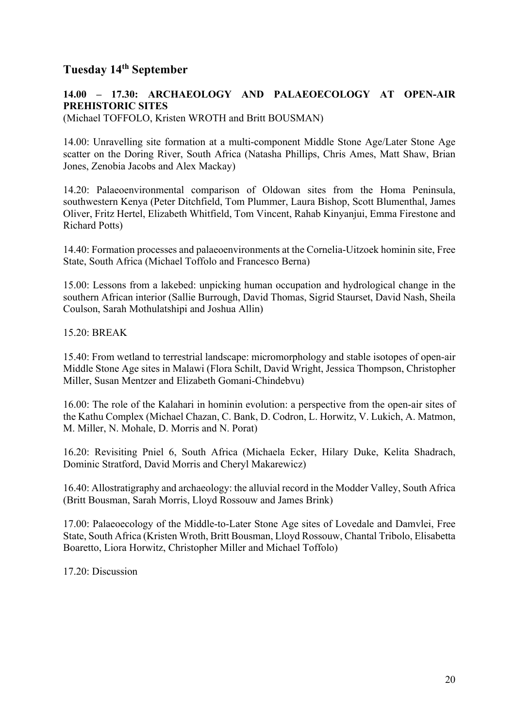## Tuesday 14th September

**14.00 – 17.30: ARCHAEOLOGY AND PALAEOECOLOGY AT OPEN-AIR PREHISTORIC SITES**
(Michael TOFFOLO, Kristen WROTH and Britt BOUSMAN)

14.00: Unravelling site formation at a multi-component Middle Stone Age/Later Stone Age scatter on the Doring River, South Africa (Natasha Phillips, Chris Ames, Matt Shaw, Brian Jones, Zenobia Jacobs and Alex Mackay)

14.20: Palaeoenvironmental comparison of Oldowan sites from the Homa Peninsula, southwestern Kenya (Peter Ditchfield, Tom Plummer, Laura Bishop, Scott Blumenthal, James Oliver, Fritz Hertel, Elizabeth Whitfield, Tom Vincent, Rahab Kinyanjui, Emma Firestone and Richard Potts)

14.40: Formation processes and palaeoenvironments at the Cornelia-Uitzoek hominin site, Free State, South Africa (Michael Toffolo and Francesco Berna)

15.00: Lessons from a lakebed: unpicking human occupation and hydrological change in the southern African interior (Sallie Burrough, David Thomas, Sigrid Staurset, David Nash, Sheila Coulson, Sarah Mothulatshipi and Joshua Allin)

15.20: BREAK

15.40: From wetland to terrestrial landscape: micromorphology and stable isotopes of open-air Middle Stone Age sites in Malawi (Flora Schilt, David Wright, Jessica Thompson, Christopher Miller, Susan Mentzer and Elizabeth Gomani-Chindebvu)

16.00: The role of the Kalahari in hominin evolution: a perspective from the open-air sites of the Kathu Complex (Michael Chazan, C. Bank, D. Codron, L. Horwitz, V. Lukich, A. Matmon, M. Miller, N. Mohale, D. Morris and N. Porat)

16.20: Revisiting Pniel 6, South Africa (Michaela Ecker, Hilary Duke, Kelita Shadrach, Dominic Stratford, David Morris and Cheryl Makarewicz)

16.40: Allostratigraphy and archaeology: the alluvial record in the Modder Valley, South Africa (Britt Bousman, Sarah Morris, Lloyd Rossouw and James Brink)

17.00: Palaeoecology of the Middle-to-Later Stone Age sites of Lovedale and Damvlei, Free State, South Africa (Kristen Wroth, Britt Bousman, Lloyd Rossouw, Chantal Tribolo, Elisabetta Boaretto, Liora Horwitz, Christopher Miller and Michael Toffolo)

17.20: Discussion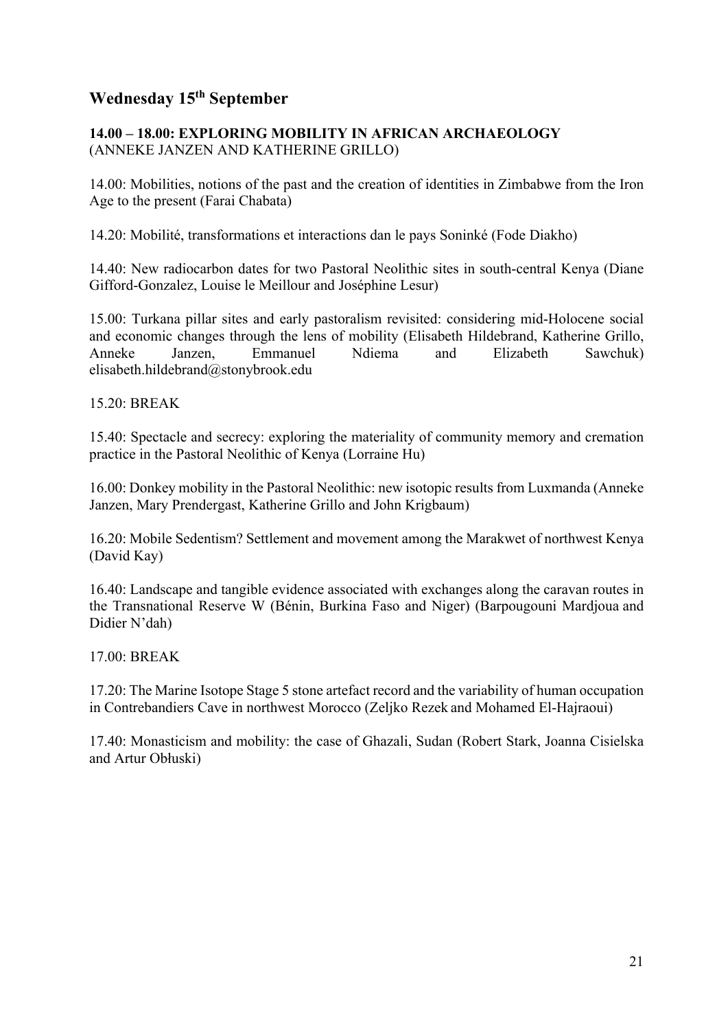## Wednesday 15th September

**14.00 – 18.00: EXPLORING MOBILITY IN AFRICAN ARCHAEOLOGY**
(ANNEKE JANZEN AND KATHERINE GRILLO)

14.00: Mobilities, notions of the past and the creation of identities in Zimbabwe from the Iron Age to the present (Farai Chabata)

14.20: Mobilité, transformations et interactions dan le pays Soninké (Fode Diakho)

14.40: New radiocarbon dates for two Pastoral Neolithic sites in south-central Kenya (Diane Gifford-Gonzalez, Louise le Meillour and Joséphine Lesur)

15.00: Turkana pillar sites and early pastoralism revisited: considering mid-Holocene social and economic changes through the lens of mobility (Elisabeth Hildebrand, Katherine Grillo, Anneke Janzen, Emmanuel Ndiema and Elizabeth Sawchuk) elisabeth.hildebrand@stonybrook.edu

15.20: BREAK

15.40: Spectacle and secrecy: exploring the materiality of community memory and cremation practice in the Pastoral Neolithic of Kenya (Lorraine Hu)

16.00: Donkey mobility in the Pastoral Neolithic: new isotopic results from Luxmanda (Anneke Janzen, Mary Prendergast, Katherine Grillo and John Krigbaum)

16.20: Mobile Sedentism? Settlement and movement among the Marakwet of northwest Kenya (David Kay)

16.40: Landscape and tangible evidence associated with exchanges along the caravan routes in the Transnational Reserve W (Bénin, Burkina Faso and Niger) (Barpougouni Mardjoua and Didier N'dah)

17.00: BREAK

17.20: The Marine Isotope Stage 5 stone artefact record and the variability of human occupation in Contrebandiers Cave in northwest Morocco (Zeljko Rezek and Mohamed El-Hajraoui)

17.40: Monasticism and mobility: the case of Ghazali, Sudan (Robert Stark, Joanna Cisielska and Artur Obłuski)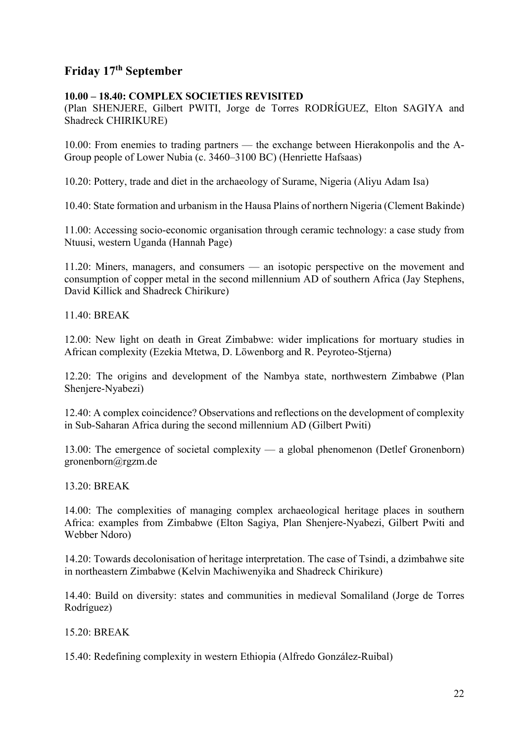## Friday 17th September

**10.00 – 18.40: COMPLEX SOCIETIES REVISITED**
(Plan SHENJERE, Gilbert PWITI, Jorge de Torres RODRÍGUEZ, Elton SAGIYA and Shadreck CHIRIKURE)

10.00: From enemies to trading partners — the exchange between Hierakonpolis and the A-Group people of Lower Nubia (c. 3460–3100 BC) (Henriette Hafsaas)

10.20: Pottery, trade and diet in the archaeology of Surame, Nigeria (Aliyu Adam Isa)

10.40: State formation and urbanism in the Hausa Plains of northern Nigeria (Clement Bakinde)

11.00: Accessing socio-economic organisation through ceramic technology: a case study from Ntuusi, western Uganda (Hannah Page)

11.20: Miners, managers, and consumers — an isotopic perspective on the movement and consumption of copper metal in the second millennium AD of southern Africa (Jay Stephens, David Killick and Shadreck Chirikure)

11.40: BREAK

12.00: New light on death in Great Zimbabwe: wider implications for mortuary studies in African complexity (Ezekia Mtetwa, D. Löwenborg and R. Peyroteo-Stjerna)

12.20: The origins and development of the Nambya state, northwestern Zimbabwe (Plan Shenjere-Nyabezi)

12.40: A complex coincidence? Observations and reflections on the development of complexity in Sub-Saharan Africa during the second millennium AD (Gilbert Pwiti)

13.00: The emergence of societal complexity — a global phenomenon (Detlef Gronenborn) gronenborn@rgzm.de

13.20: BREAK

14.00: The complexities of managing complex archaeological heritage places in southern Africa: examples from Zimbabwe (Elton Sagiya, Plan Shenjere-Nyabezi, Gilbert Pwiti and Webber Ndoro)

14.20: Towards decolonisation of heritage interpretation. The case of Tsindi, a dzimbahwe site in northeastern Zimbabwe (Kelvin Machiwenyika and Shadreck Chirikure)

14.40: Build on diversity: states and communities in medieval Somaliland (Jorge de Torres Rodríguez)

15.20: BREAK

15.40: Redefining complexity in western Ethiopia (Alfredo González-Ruibal)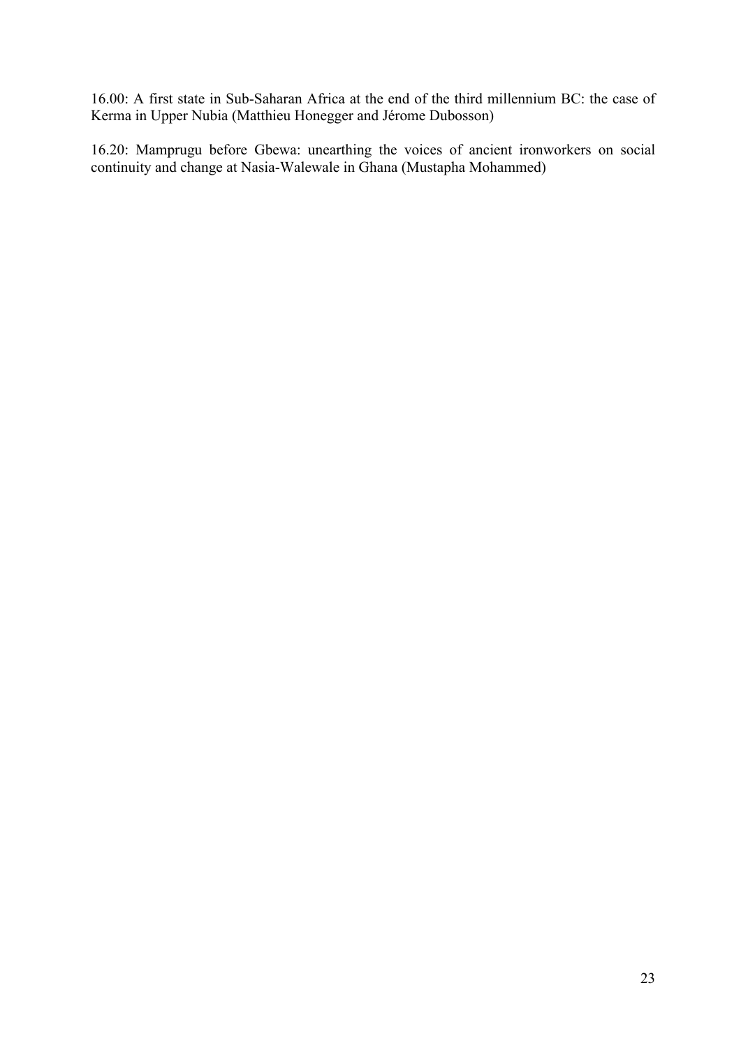16.00: A first state in Sub-Saharan Africa at the end of the third millennium BC: the case of Kerma in Upper Nubia (Matthieu Honegger and Jérome Dubosson)

16.20: Mamprugu before Gbewa: unearthing the voices of ancient ironworkers on social continuity and change at Nasia-Walewale in Ghana (Mustapha Mohammed)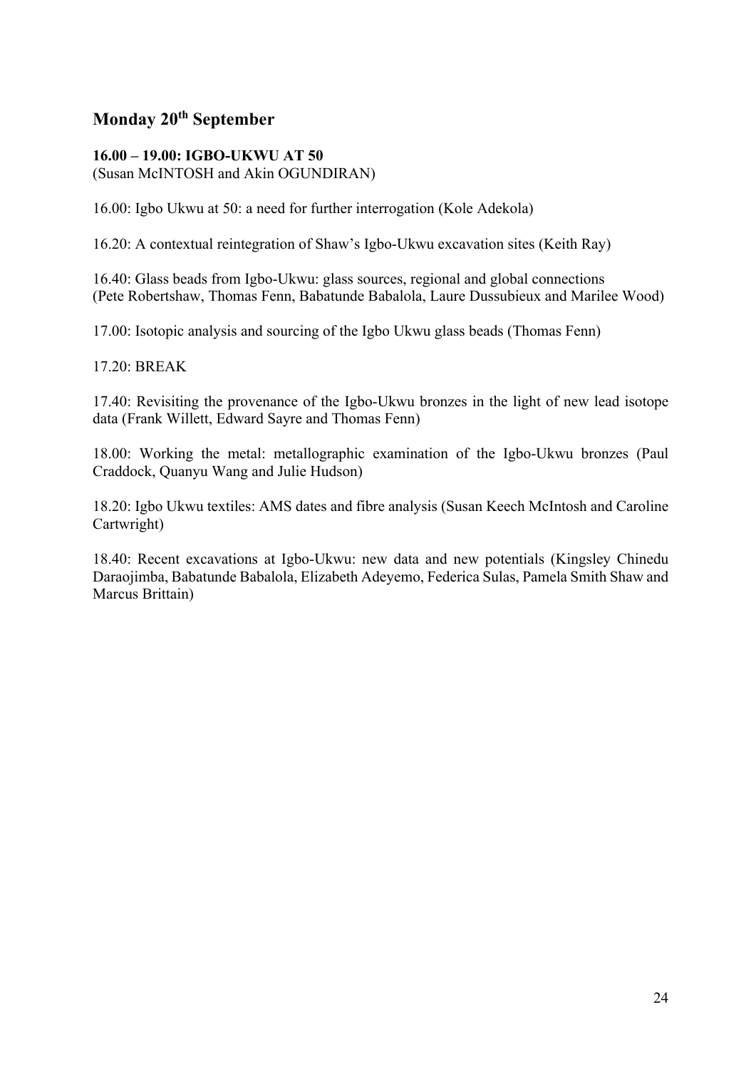## Monday 20th September

**16.00 – 19.00: IGBO-UKWU AT 50**
(Susan McINTOSH and Akin OGUNDIRAN)

16.00: Igbo Ukwu at 50: a need for further interrogation (Kole Adekola)

16.20: A contextual reintegration of Shaw's Igbo-Ukwu excavation sites (Keith Ray)

16.40: Glass beads from Igbo-Ukwu: glass sources, regional and global connections (Pete Robertshaw, Thomas Fenn, Babatunde Babalola, Laure Dussubieux and Marilee Wood)

17.00: Isotopic analysis and sourcing of the Igbo Ukwu glass beads (Thomas Fenn)

17.20: BREAK

17.40: Revisiting the provenance of the Igbo-Ukwu bronzes in the light of new lead isotope data (Frank Willett, Edward Sayre and Thomas Fenn)

18.00: Working the metal: metallographic examination of the Igbo-Ukwu bronzes (Paul Craddock, Quanyu Wang and Julie Hudson)

18.20: Igbo Ukwu textiles: AMS dates and fibre analysis (Susan Keech McIntosh and Caroline Cartwright)

18.40: Recent excavations at Igbo-Ukwu: new data and new potentials (Kingsley Chinedu Daraojimba, Babatunde Babalola, Elizabeth Adeyemo, Federica Sulas, Pamela Smith Shaw and Marcus Brittain)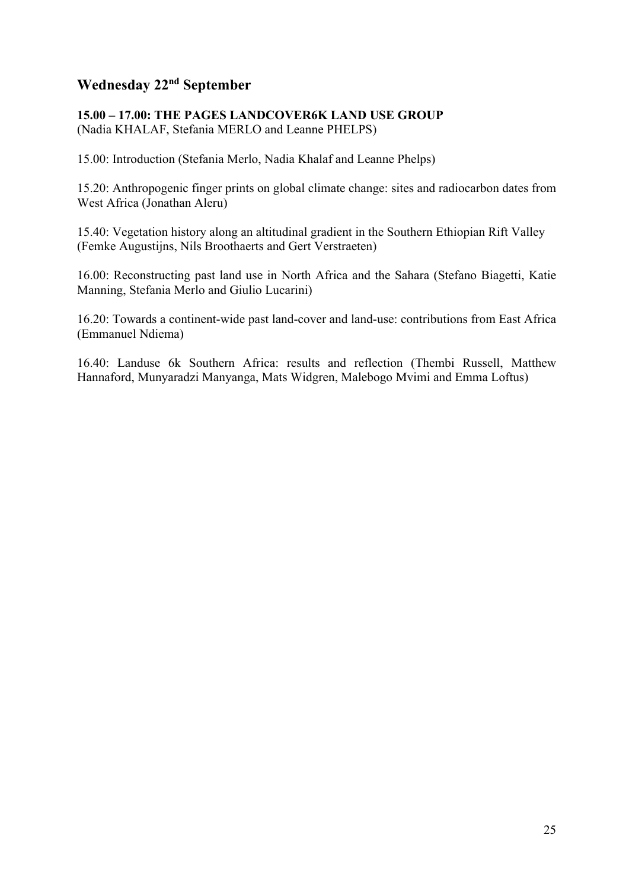## Wednesday 22nd September

**15.00 – 17.00: THE PAGES LANDCOVER6K LAND USE GROUP**
(Nadia KHALAF, Stefania MERLO and Leanne PHELPS)

15.00: Introduction (Stefania Merlo, Nadia Khalaf and Leanne Phelps)

15.20: Anthropogenic finger prints on global climate change: sites and radiocarbon dates from West Africa (Jonathan Aleru)

15.40: Vegetation history along an altitudinal gradient in the Southern Ethiopian Rift Valley (Femke Augustijns, Nils Broothaerts and Gert Verstraeten)

16.00: Reconstructing past land use in North Africa and the Sahara (Stefano Biagetti, Katie Manning, Stefania Merlo and Giulio Lucarini)

16.20: Towards a continent-wide past land-cover and land-use: contributions from East Africa (Emmanuel Ndiema)

16.40: Landuse 6k Southern Africa: results and reflection (Thembi Russell, Matthew Hannaford, Munyaradzi Manyanga, Mats Widgren, Malebogo Mvimi and Emma Loftus)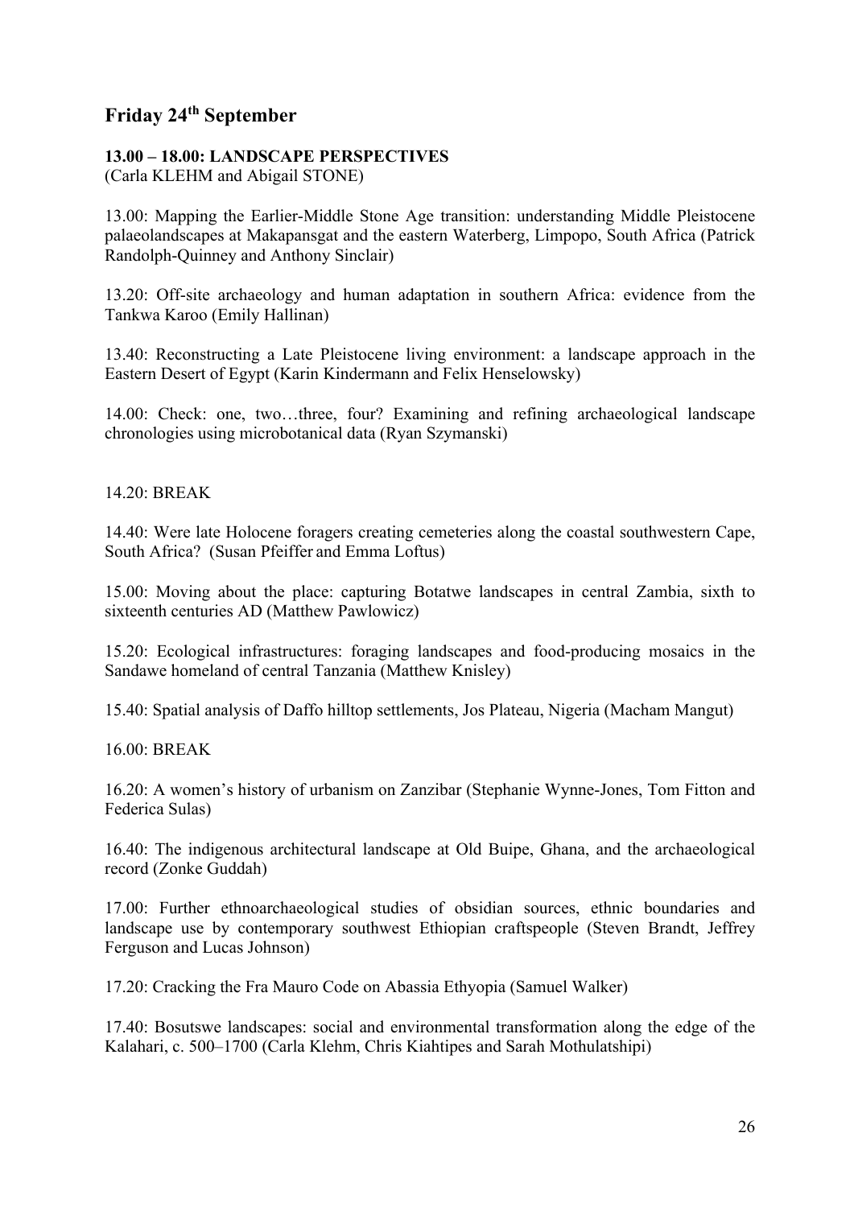## Friday 24th September

**13.00 – 18.00: LANDSCAPE PERSPECTIVES**
(Carla KLEHM and Abigail STONE)

13.00: Mapping the Earlier-Middle Stone Age transition: understanding Middle Pleistocene palaeolandscapes at Makapansgat and the eastern Waterberg, Limpopo, South Africa (Patrick Randolph-Quinney and Anthony Sinclair)

13.20: Off-site archaeology and human adaptation in southern Africa: evidence from the Tankwa Karoo (Emily Hallinan)

13.40: Reconstructing a Late Pleistocene living environment: a landscape approach in the Eastern Desert of Egypt (Karin Kindermann and Felix Henselowsky)

14.00: Check: one, two…three, four? Examining and refining archaeological landscape chronologies using microbotanical data (Ryan Szymanski)

14.20: BREAK

14.40: Were late Holocene foragers creating cemeteries along the coastal southwestern Cape, South Africa? (Susan Pfeiffer and Emma Loftus)

15.00: Moving about the place: capturing Botatwe landscapes in central Zambia, sixth to sixteenth centuries AD (Matthew Pawlowicz)

15.20: Ecological infrastructures: foraging landscapes and food-producing mosaics in the Sandawe homeland of central Tanzania (Matthew Knisley)

15.40: Spatial analysis of Daffo hilltop settlements, Jos Plateau, Nigeria (Macham Mangut)

16.00: BREAK

16.20: A women's history of urbanism on Zanzibar (Stephanie Wynne-Jones, Tom Fitton and Federica Sulas)

16.40: The indigenous architectural landscape at Old Buipe, Ghana, and the archaeological record (Zonke Guddah)

17.00: Further ethnoarchaeological studies of obsidian sources, ethnic boundaries and landscape use by contemporary southwest Ethiopian craftspeople (Steven Brandt, Jeffrey Ferguson and Lucas Johnson)

17.20: Cracking the Fra Mauro Code on Abassia Ethyopia (Samuel Walker)

17.40: Bosutswe landscapes: social and environmental transformation along the edge of the Kalahari, c. 500–1700 (Carla Klehm, Chris Kiahtipes and Sarah Mothulatshipi)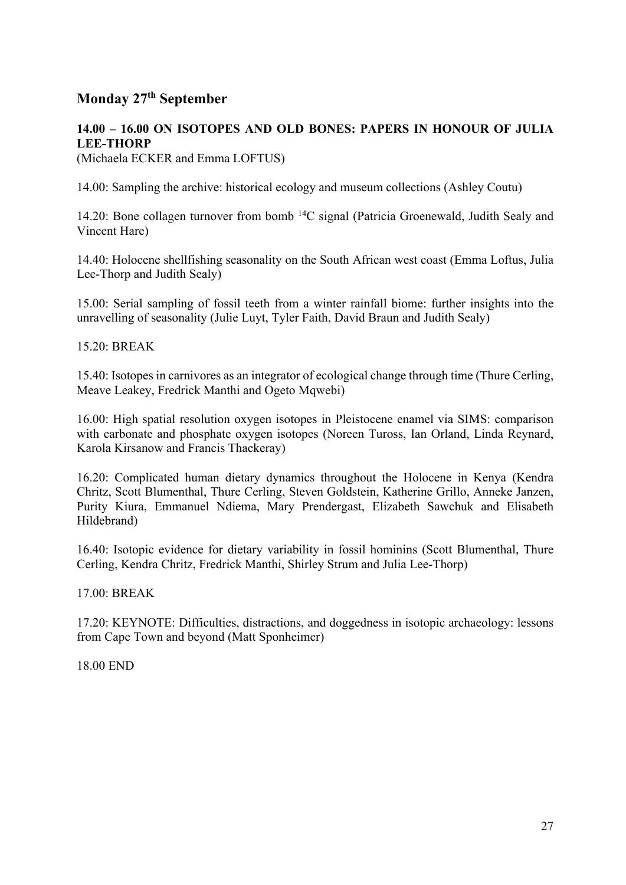## Monday 27th September

### 14.00 – 16.00 ON ISOTOPES AND OLD BONES: PAPERS IN HONOUR OF JULIA LEE-THORP

(Michaela ECKER and Emma LOFTUS)

14.00: Sampling the archive: historical ecology and museum collections (Ashley Coutu)

14.20: Bone collagen turnover from bomb $^{14}C$ signal (Patricia Groenewald, Judith Sealy and Vincent Hare)

14.40: Holocene shellfishing seasonality on the South African west coast (Emma Loftus, Julia Lee-Thorp and Judith Sealy)

15.00: Serial sampling of fossil teeth from a winter rainfall biome: further insights into the unravelling of seasonality (Julie Luyt, Tyler Faith, David Braun and Judith Sealy)

15.20: BREAK

15.40: Isotopes in carnivores as an integrator of ecological change through time (Thure Cerling, Meave Leakey, Fredrick Manthi and Ogeto Mqwebi)

16.00: High spatial resolution oxygen isotopes in Pleistocene enamel via SIMS: comparison with carbonate and phosphate oxygen isotopes (Noreen Tuross, Ian Orland, Linda Reynard, Karola Kirsanow and Francis Thackeray)

16.20: Complicated human dietary dynamics throughout the Holocene in Kenya (Kendra Chritz, Scott Blumenthal, Thure Cerling, Steven Goldstein, Katherine Grillo, Anneke Janzen, Purity Kiura, Emmanuel Ndiema, Mary Prendergast, Elizabeth Sawchuk and Elisabeth Hildebrand)

16.40: Isotopic evidence for dietary variability in fossil hominins (Scott Blumenthal, Thure Cerling, Kendra Chritz, Fredrick Manthi, Shirley Strum and Julia Lee-Thorp)

17.00: BREAK

17.20: KEYNOTE: Difficulties, distractions, and doggedness in isotopic archaeology: lessons from Cape Town and beyond (Matt Sponheimer)

18.00 END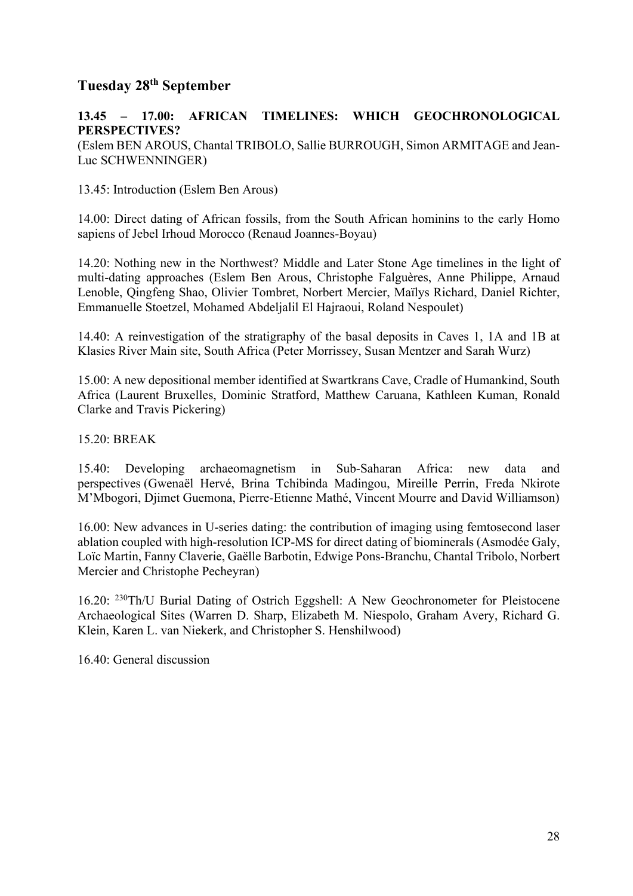## Tuesday 28th September

**13.45 – 17.00: AFRICAN TIMELINES: WHICH GEOCHRONOLOGICAL PERSPECTIVES?**
(Eslem BEN AROUS, Chantal TRIBOLO, Sallie BURROUGH, Simon ARMITAGE and Jean-Luc SCHWENNINGER)

13.45: Introduction (Eslem Ben Arous)

14.00: Direct dating of African fossils, from the South African hominins to the early Homo sapiens of Jebel Irhoud Morocco (Renaud Joannes-Boyau)

14.20: Nothing new in the Northwest? Middle and Later Stone Age timelines in the light of multi-dating approaches (Eslem Ben Arous, Christophe Falguères, Anne Philippe, Arnaud Lenoble, Qingfeng Shao, Olivier Tombret, Norbert Mercier, Maïlys Richard, Daniel Richter, Emmanuelle Stoetzel, Mohamed Abdeljalil El Hajraoui, Roland Nespoulet)

14.40: A reinvestigation of the stratigraphy of the basal deposits in Caves 1, 1A and 1B at Klasies River Main site, South Africa (Peter Morrissey, Susan Mentzer and Sarah Wurz)

15.00: A new depositional member identified at Swartkrans Cave, Cradle of Humankind, South Africa (Laurent Bruxelles, Dominic Stratford, Matthew Caruana, Kathleen Kuman, Ronald Clarke and Travis Pickering)

15.20: BREAK

15.40: Developing archaeomagnetism in Sub-Saharan Africa: new data and perspectives (Gwenaël Hervé, Brina Tchibinda Madingou, Mireille Perrin, Freda Nkirote M'Mbogori, Djimet Guemona, Pierre-Etienne Mathé, Vincent Mourre and David Williamson)

16.00: New advances in U-series dating: the contribution of imaging using femtosecond laser ablation coupled with high-resolution ICP-MS for direct dating of biominerals (Asmodée Galy, Loïc Martin, Fanny Claverie, Gaëlle Barbotin, Edwige Pons-Branchu, Chantal Tribolo, Norbert Mercier and Christophe Pecheyran)

16.20: $^{230}$Th/U Burial Dating of Ostrich Eggshell: A New Geochronometer for Pleistocene Archaeological Sites (Warren D. Sharp, Elizabeth M. Niespolo, Graham Avery, Richard G. Klein, Karen L. van Niekerk, and Christopher S. Henshilwood)

16.40: General discussion